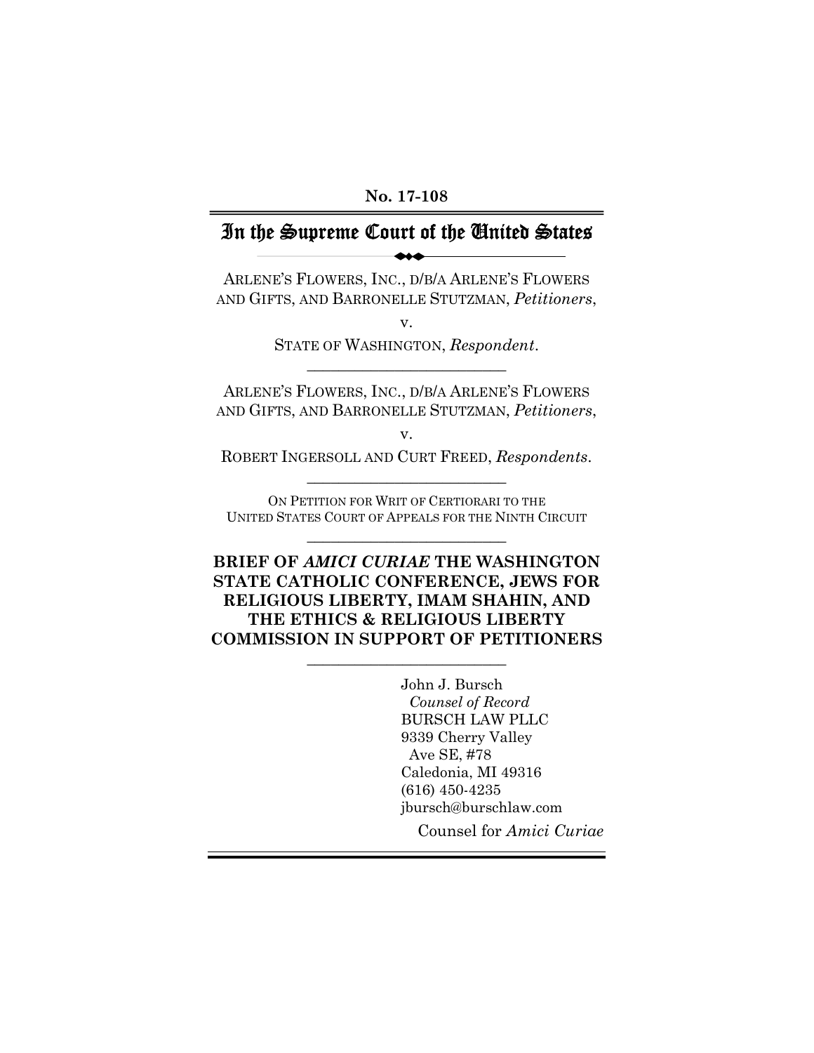**No. 17-108**

# In the Supreme Court of the United States

ARLENE'S FLOWERS, INC., D/B/A ARLENE'S FLOWERS AND GIFTS, AND BARRONELLE STUTZMAN, *Petitioners*,

v.

STATE OF WASHINGTON, *Respondent*.

---

ARLENE'S FLOWERS, INC., D/B/A ARLENE'S FLOWERS AND GIFTS, AND BARRONELLE STUTZMAN, *Petitioners*,

v.

ROBERT INGERSOLL AND CURT FREED, *Respondents*.

---

ON PETITION FOR WRIT OF CERTIORARI TO THE UNITED STATES COURT OF APPEALS FOR THE NINTH CIRCUIT

---

**BRIEF OF *AMICI CURIAE* THE WASHINGTON STATE CATHOLIC CONFERENCE, JEWS FOR RELIGIOUS LIBERTY, IMAM SHAHIN, AND THE ETHICS & RELIGIOUS LIBERTY COMMISSION IN SUPPORT OF PETITIONERS**

---

John J. Bursch
*Counsel of Record*
BURSCH LAW PLLC
9339 Cherry Valley Ave SE, #78
Caledonia, MI 49316
(616) 450-4235
jbursch@burschlaw.com

Counsel for *Amici Curiae*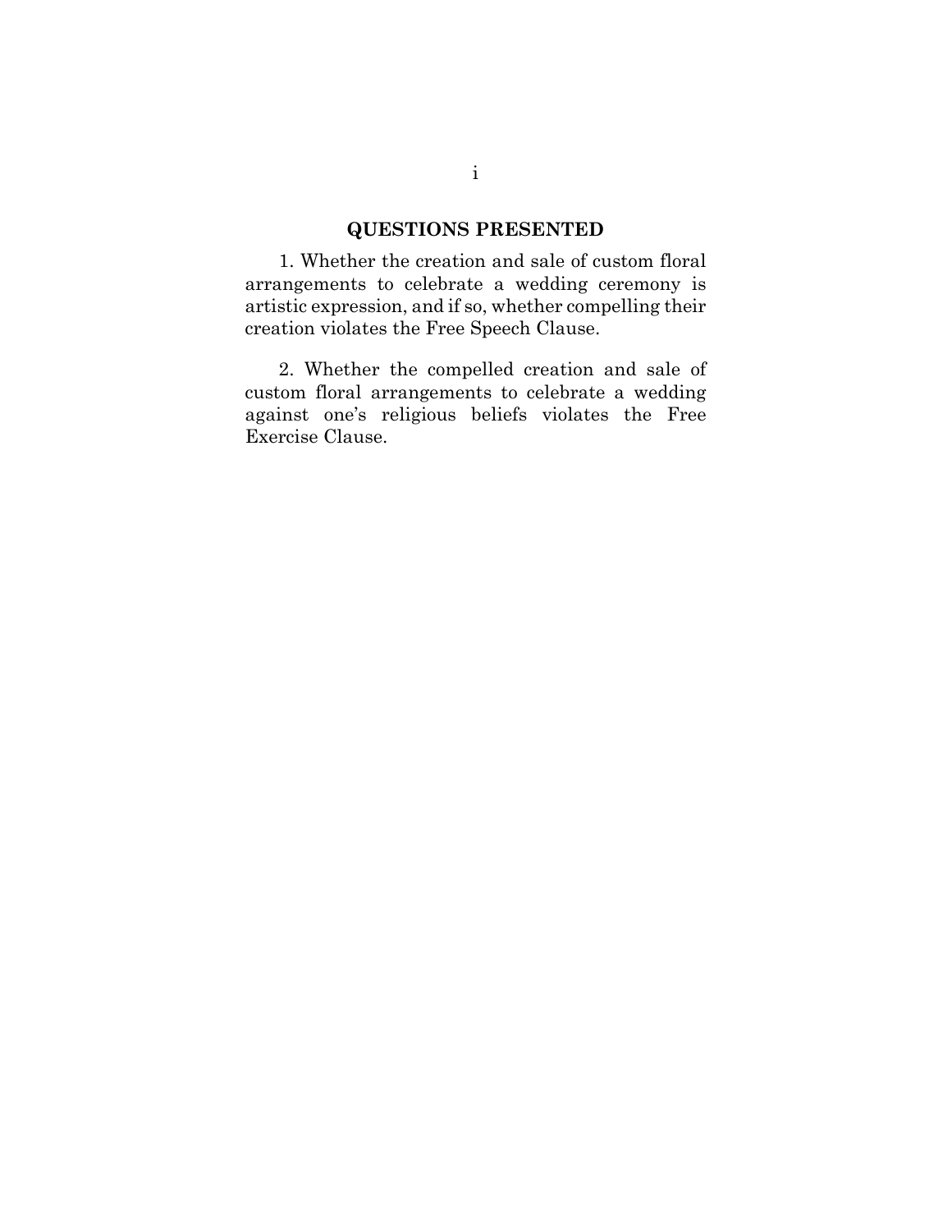## QUESTIONS PRESENTED

1. Whether the creation and sale of custom floral arrangements to celebrate a wedding ceremony is artistic expression, and if so, whether compelling their creation violates the Free Speech Clause.

2. Whether the compelled creation and sale of custom floral arrangements to celebrate a wedding against one's religious beliefs violates the Free Exercise Clause.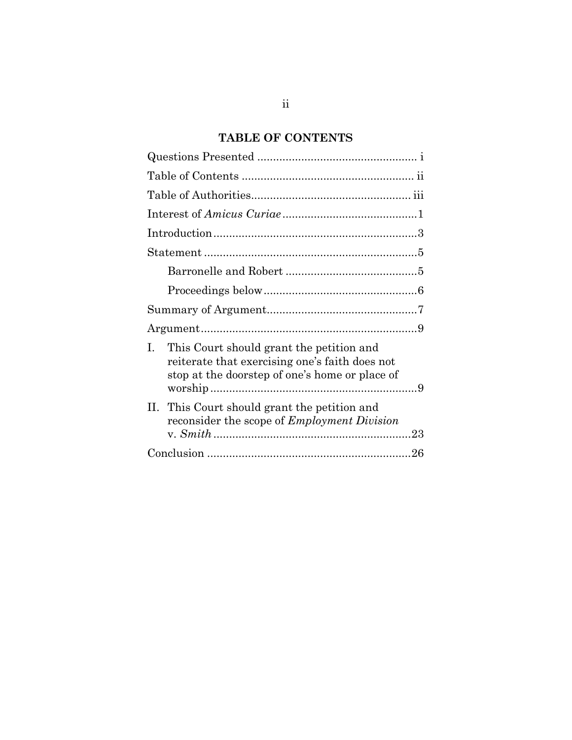## TABLE OF CONTENTS

Questions Presented .................................................. i

Table of Contents ...................................................... ii

Table of Authorities.................................................. iii

Interest of *Amicus Curiae* ..........................................1

Introduction ................................................................3

Statement ....................................................................5

Barronelle and Robert ..........................................5

Proceedings below ................................................6

Summary of Argument...............................................7

Argument....................................................................9

I. This Court should grant the petition and reiterate that exercising one's faith does not stop at the doorstep of one's home or place of worship .................................................................9

II. This Court should grant the petition and reconsider the scope of *Employment Division* v. *Smith* ..............................................................23

Conclusion ................................................................26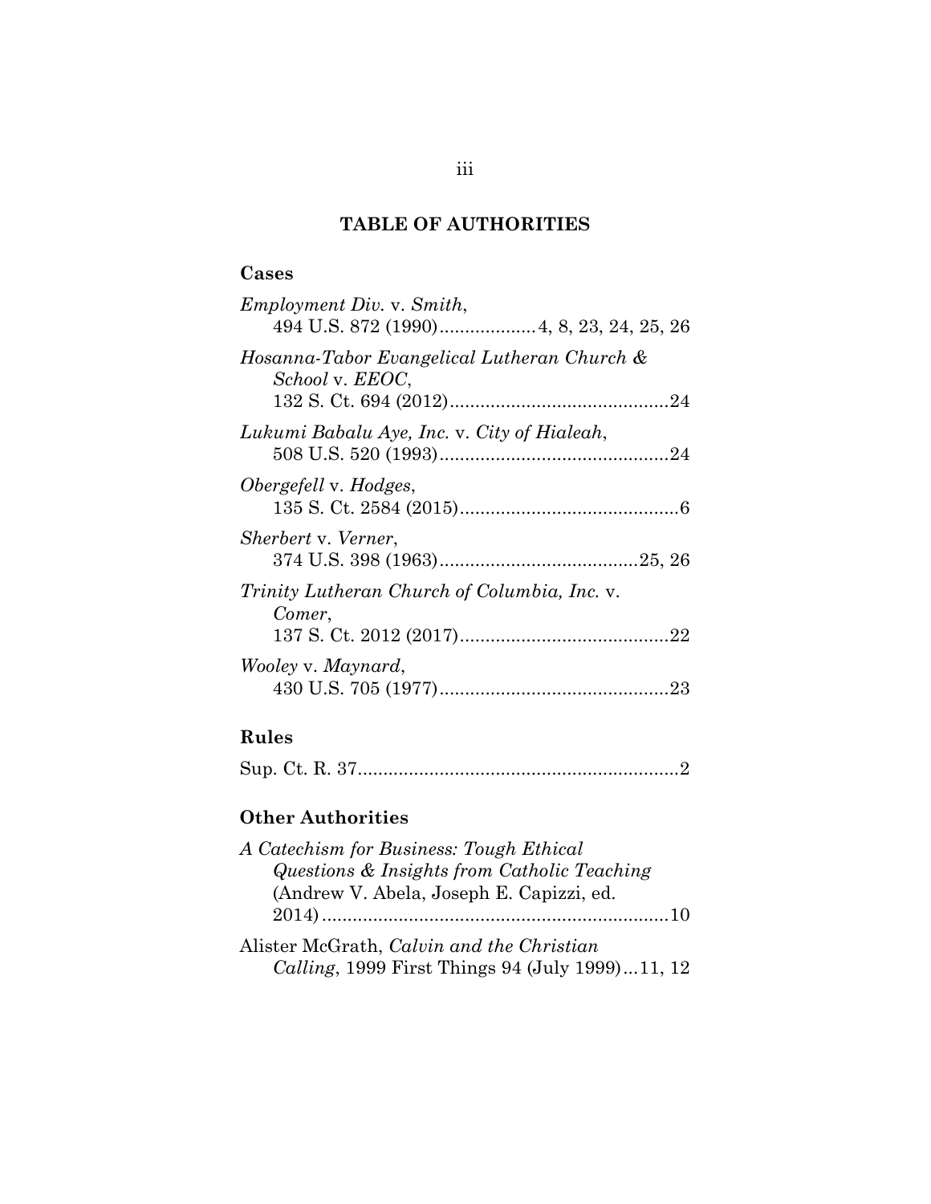## TABLE OF AUTHORITIES

### Cases

*Employment Div.* v. *Smith*, 494 U.S. 872 (1990) .................. 4, 8, 23, 24, 25, 26

*Hosanna-Tabor Evangelical Lutheran Church & School* v. *EEOC*, 132 S. Ct. 694 (2012) .......................................... 24

*Lukumi Babalu Aye, Inc.* v. *City of Hialeah*, 508 U.S. 520 (1993) ............................................ 24

*Obergefell* v. *Hodges*, 135 S. Ct. 2584 (2015) .......................................... 6

*Sherbert* v. *Verner*, 374 U.S. 398 (1963) ...................................... 25, 26

*Trinity Lutheran Church of Columbia, Inc.* v. *Comer*, 137 S. Ct. 2012 (2017) ........................................ 22

*Wooley* v. *Maynard*, 430 U.S. 705 (1977) ............................................ 23

### Rules

Sup. Ct. R. 37 .............................................................. 2

### Other Authorities

*A Catechism for Business: Tough Ethical Questions & Insights from Catholic Teaching* (Andrew V. Abela, Joseph E. Capizzi, ed. 2014) .................................................................. 10

Alister McGrath, *Calvin and the Christian Calling*, 1999 First Things 94 (July 1999) ... 11, 12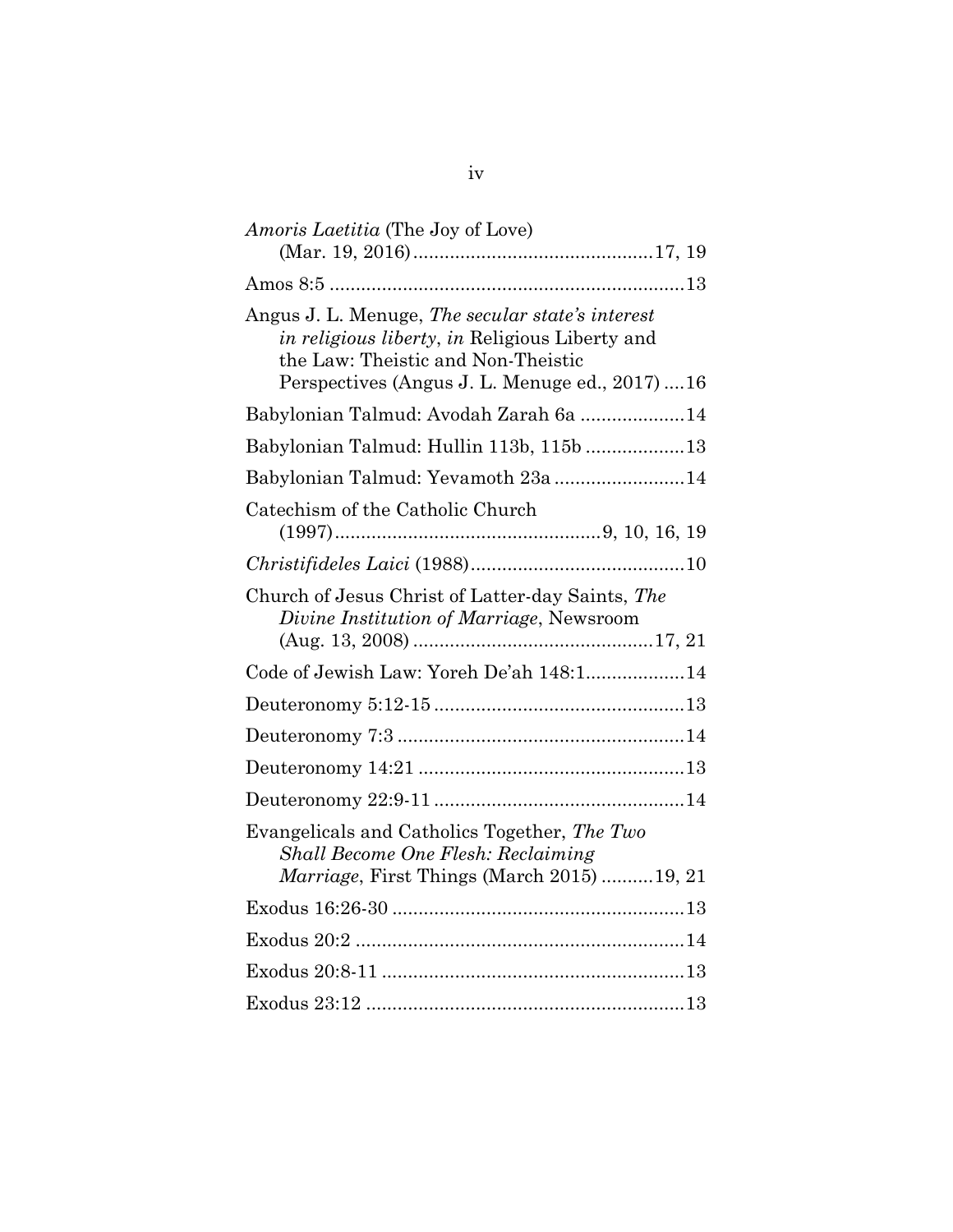*Amoris Laetitia* (The Joy of Love) (Mar. 19, 2016) .............................................17, 19

Amos 8:5 ...................................................................13

Angus J. L. Menuge, *The secular state's interest in religious liberty*, *in* Religious Liberty and the Law: Theistic and Non-Theistic Perspectives (Angus J. L. Menuge ed., 2017) ....16

Babylonian Talmud: Avodah Zarah 6a ....................14

Babylonian Talmud: Hullin 113b, 115b ...................13

Babylonian Talmud: Yevamoth 23a .........................14

Catechism of the Catholic Church (1997)..................................................9, 10, 16, 19

*Christifideles Laici* (1988).........................................10

Church of Jesus Christ of Latter-day Saints, *The Divine Institution of Marriage*, Newsroom (Aug. 13, 2008) ..............................................17, 21

Code of Jewish Law: Yoreh De'ah 148:1...................14

Deuteronomy 5:12-15 ................................................13

Deuteronomy 7:3 .......................................................14

Deuteronomy 14:21 ...................................................13

Deuteronomy 22:9-11 ................................................14

Evangelicals and Catholics Together, *The Two Shall Become One Flesh: Reclaiming Marriage*, First Things (March 2015) ..........19, 21

Exodus 16:26-30 ........................................................13

Exodus 20:2 ...............................................................14

Exodus 20:8-11 ..........................................................13

Exodus 23:12 .............................................................13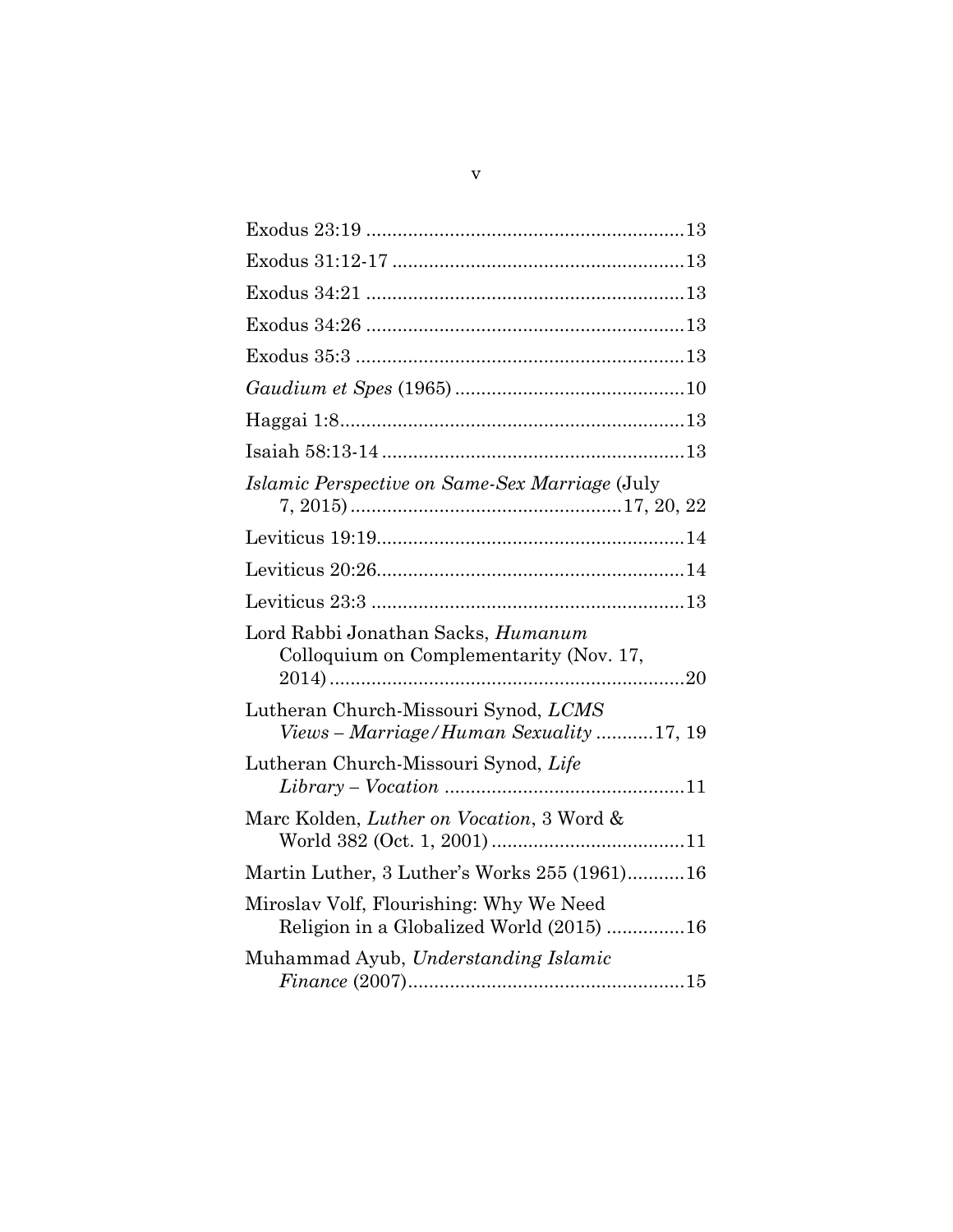Exodus 23:19 ............................................................13

Exodus 31:12-17 .......................................................13

Exodus 34:21 ............................................................13

Exodus 34:26 ............................................................13

Exodus 35:3 ..............................................................13

*Gaudium et Spes* (1965) ............................................10

Haggai 1:8..................................................................13

Isaiah 58:13-14 .........................................................13

*Islamic Perspective on Same-Sex Marriage* (July 7, 2015) ..................................................17, 20, 22

Leviticus 19:19...........................................................14

Leviticus 20:26...........................................................14

Leviticus 23:3 ............................................................13

Lord Rabbi Jonathan Sacks, *Humanum* Colloquium on Complementarity (Nov. 17, 2014) ....................................................................20

Lutheran Church-Missouri Synod, *LCMS Views – Marriage/Human Sexuality* ...........17, 19

Lutheran Church-Missouri Synod, *Life Library – Vocation* ..............................................11

Marc Kolden, *Luther on Vocation*, 3 Word & World 382 (Oct. 1, 2001) .....................................11

Martin Luther, 3 Luther's Works 255 (1961)...........16

Miroslav Volf, Flourishing: Why We Need Religion in a Globalized World (2015) ...............16

Muhammad Ayub, *Understanding Islamic Finance* (2007)....................................................15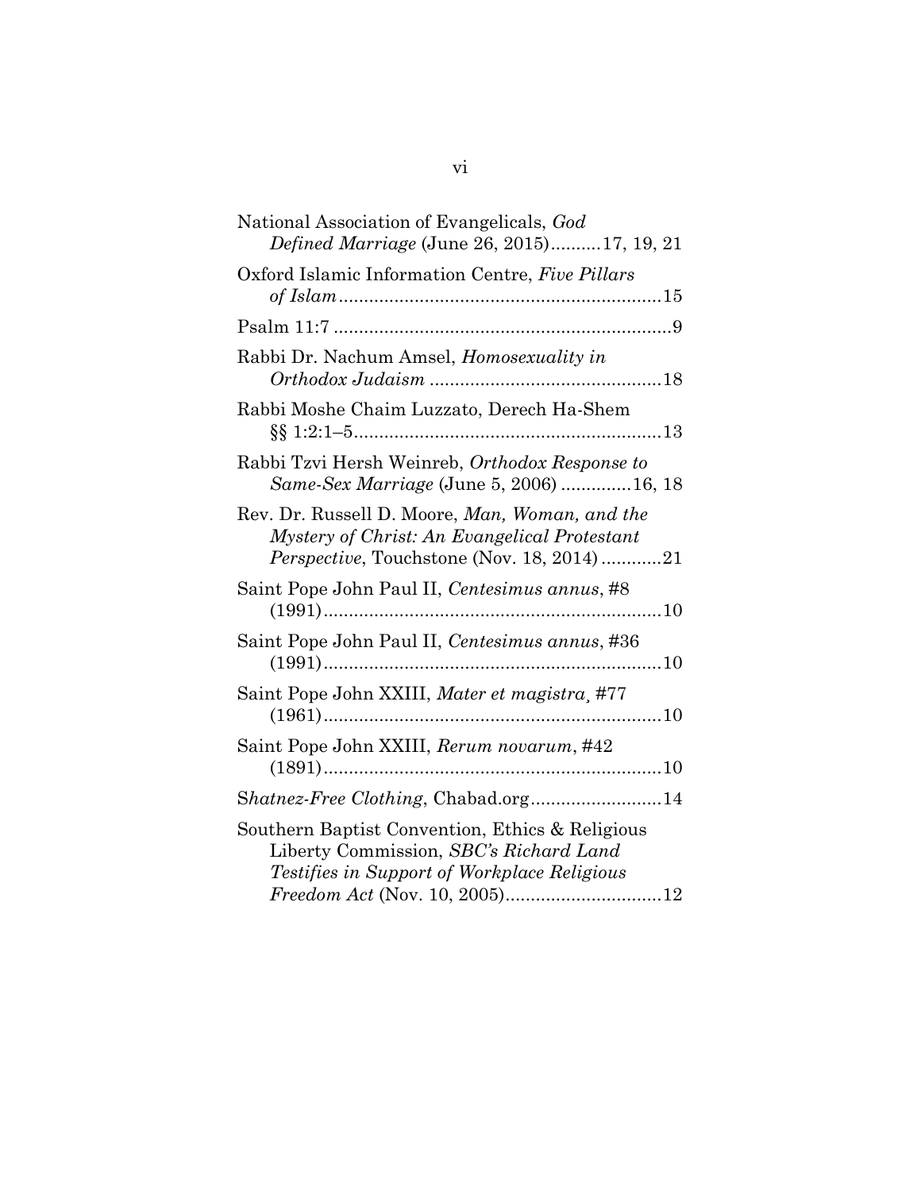National Association of Evangelicals, *God Defined Marriage* (June 26, 2015)..........17, 19, 21

Oxford Islamic Information Centre, *Five Pillars of Islam*...............................................................15

Psalm 11:7 ..................................................................9

Rabbi Dr. Nachum Amsel, *Homosexuality in Orthodox Judaism* .............................................18

Rabbi Moshe Chaim Luzzato, Derech Ha-Shem §§ 1:2:1–5............................................................13

Rabbi Tzvi Hersh Weinreb, *Orthodox Response to Same-Sex Marriage* (June 5, 2006) .............16, 18

Rev. Dr. Russell D. Moore, *Man, Woman, and the Mystery of Christ: An Evangelical Protestant Perspective*, Touchstone (Nov. 18, 2014) ............21

Saint Pope John Paul II, *Centesimus annus*, #8 (1991)..................................................................10

Saint Pope John Paul II, *Centesimus annus*, #36 (1991)..................................................................10

Saint Pope John XXIII, *Mater et magistra*¸ #77 (1961)..................................................................10

Saint Pope John XXIII, *Rerum novarum*, #42 (1891)..................................................................10

S*hatnez-Free Clothing*, Chabad.org..........................14

Southern Baptist Convention, Ethics & Religious Liberty Commission, *SBC's Richard Land Testifies in Support of Workplace Religious Freedom Act* (Nov. 10, 2005)...............................12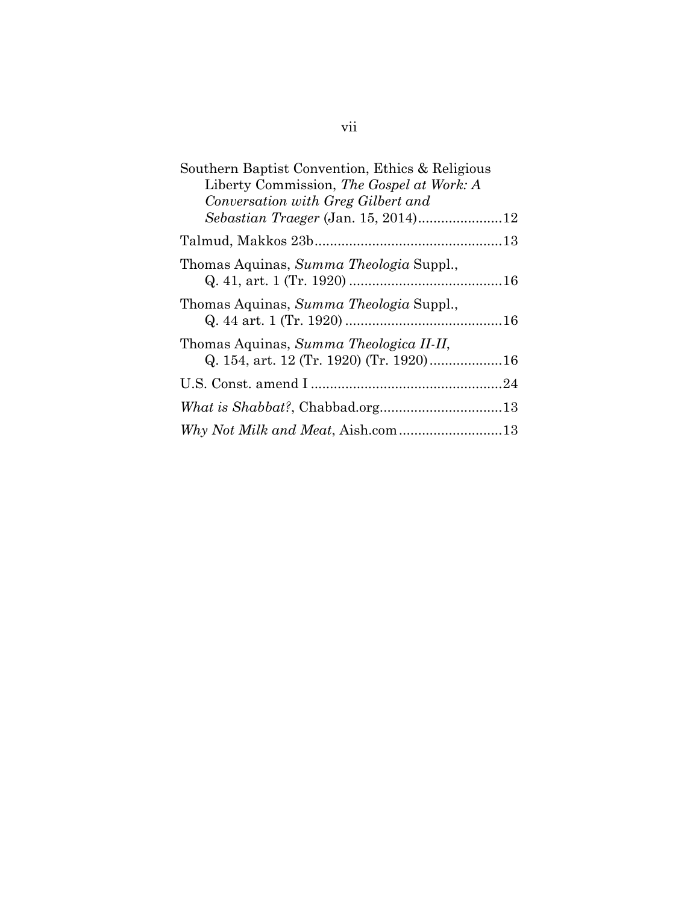Southern Baptist Convention, Ethics & Religious Liberty Commission, *The Gospel at Work: A Conversation with Greg Gilbert and Sebastian Traeger* (Jan. 15, 2014)......................12

Talmud, Makkos 23b.................................................13

Thomas Aquinas, *Summa Theologia* Suppl., Q. 41, art. 1 (Tr. 1920) ........................................16

Thomas Aquinas, *Summa Theologia* Suppl., Q. 44 art. 1 (Tr. 1920) .........................................16

Thomas Aquinas, *Summa Theologica II-II*, Q. 154, art. 12 (Tr. 1920) (Tr. 1920)...................16

U.S. Const. amend I ..................................................24

*What is Shabbat?*, Chabbad.org................................13

*Why Not Milk and Meat*, Aish.com...........................13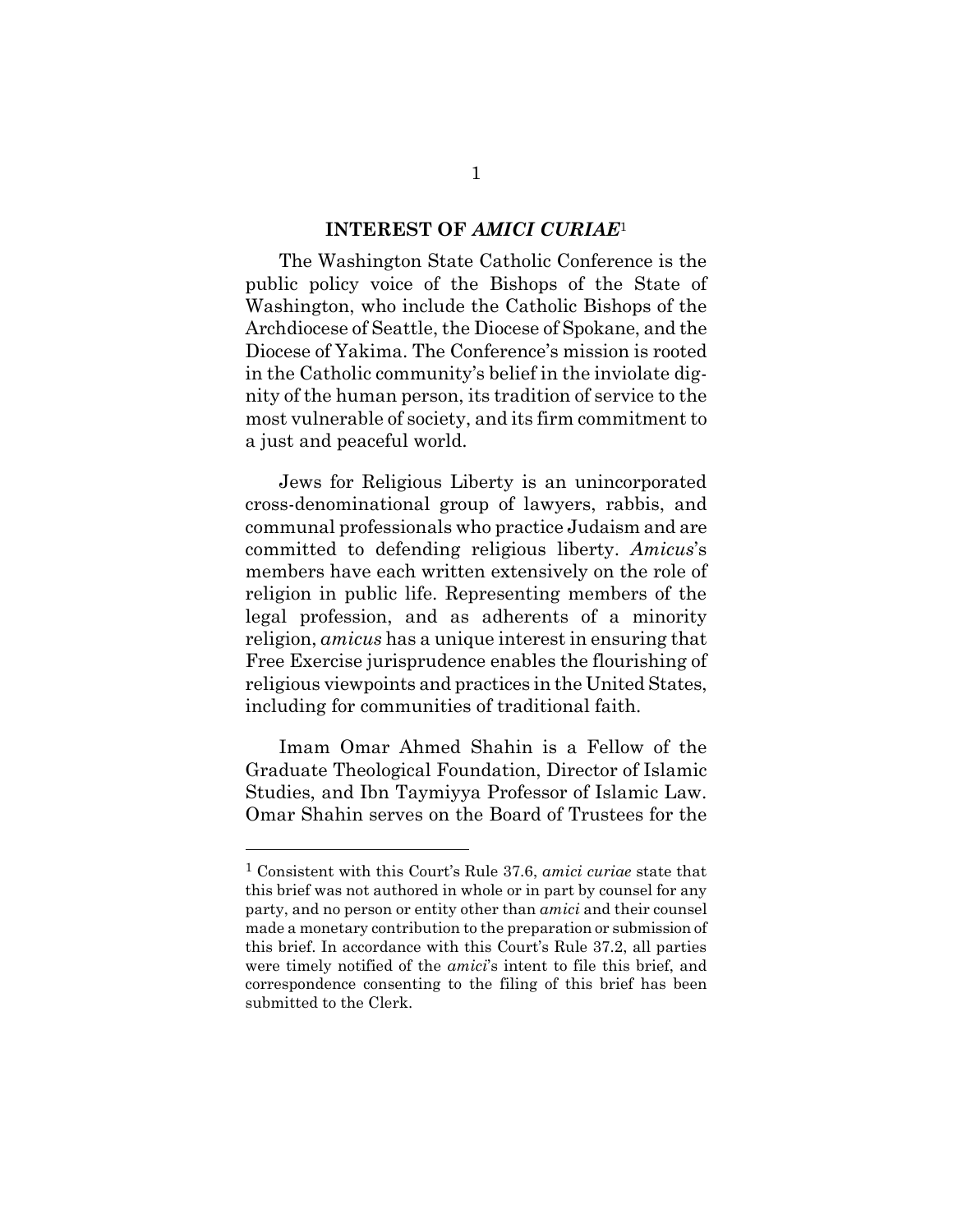## INTEREST OF *AMICI CURIAE*[1]

The Washington State Catholic Conference is the public policy voice of the Bishops of the State of Washington, who include the Catholic Bishops of the Archdiocese of Seattle, the Diocese of Spokane, and the Diocese of Yakima. The Conference's mission is rooted in the Catholic community's belief in the inviolate dignity of the human person, its tradition of service to the most vulnerable of society, and its firm commitment to a just and peaceful world.

Jews for Religious Liberty is an unincorporated cross-denominational group of lawyers, rabbis, and communal professionals who practice Judaism and are committed to defending religious liberty. *Amicus*'s members have each written extensively on the role of religion in public life. Representing members of the legal profession, and as adherents of a minority religion, *amicus* has a unique interest in ensuring that Free Exercise jurisprudence enables the flourishing of religious viewpoints and practices in the United States, including for communities of traditional faith.

Imam Omar Ahmed Shahin is a Fellow of the Graduate Theological Foundation, Director of Islamic Studies, and Ibn Taymiyya Professor of Islamic Law. Omar Shahin serves on the Board of Trustees for the

---

[1] Consistent with this Court's Rule 37.6, *amici curiae* state that this brief was not authored in whole or in part by counsel for any party, and no person or entity other than *amici* and their counsel made a monetary contribution to the preparation or submission of this brief. In accordance with this Court's Rule 37.2, all parties were timely notified of the *amici*'s intent to file this brief, and correspondence consenting to the filing of this brief has been submitted to the Clerk.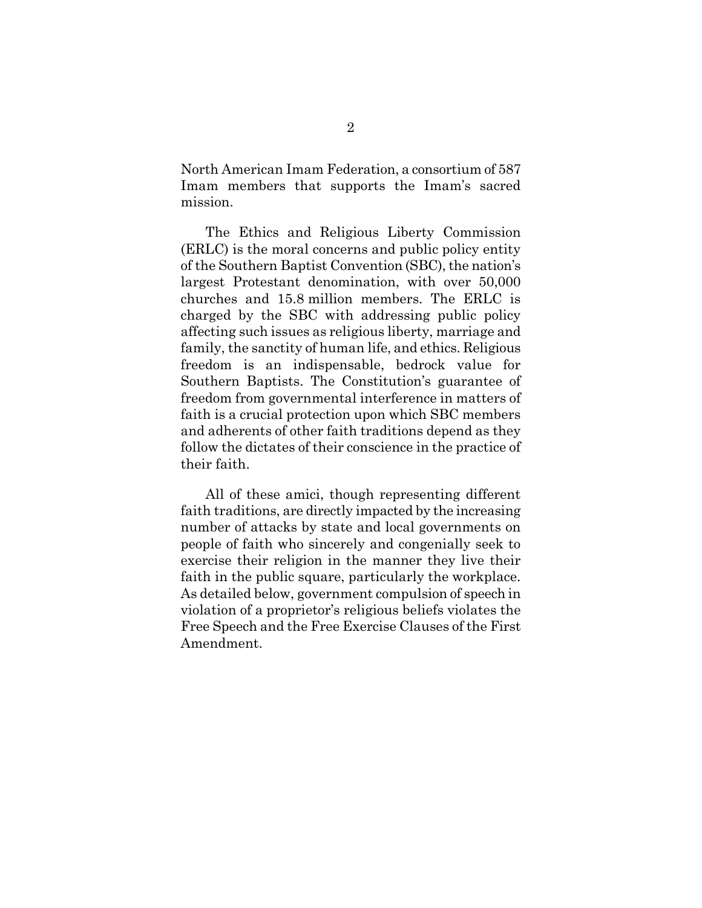North American Imam Federation, a consortium of 587 Imam members that supports the Imam's sacred mission.

The Ethics and Religious Liberty Commission (ERLC) is the moral concerns and public policy entity of the Southern Baptist Convention (SBC), the nation's largest Protestant denomination, with over 50,000 churches and 15.8 million members. The ERLC is charged by the SBC with addressing public policy affecting such issues as religious liberty, marriage and family, the sanctity of human life, and ethics. Religious freedom is an indispensable, bedrock value for Southern Baptists. The Constitution's guarantee of freedom from governmental interference in matters of faith is a crucial protection upon which SBC members and adherents of other faith traditions depend as they follow the dictates of their conscience in the practice of their faith.

All of these amici, though representing different faith traditions, are directly impacted by the increasing number of attacks by state and local governments on people of faith who sincerely and congenially seek to exercise their religion in the manner they live their faith in the public square, particularly the workplace. As detailed below, government compulsion of speech in violation of a proprietor's religious beliefs violates the Free Speech and the Free Exercise Clauses of the First Amendment.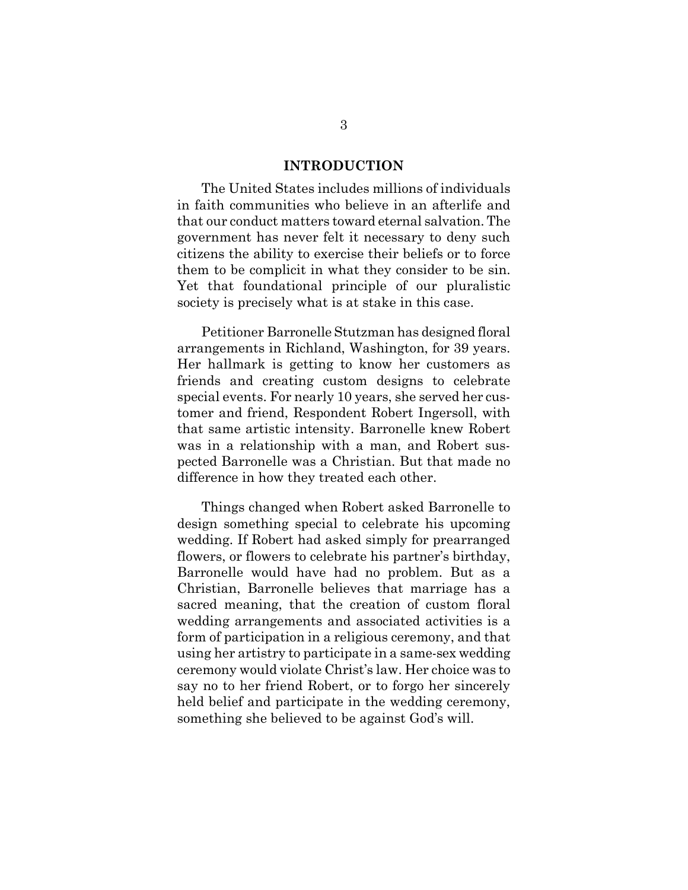## INTRODUCTION

The United States includes millions of individuals in faith communities who believe in an afterlife and that our conduct matters toward eternal salvation. The government has never felt it necessary to deny such citizens the ability to exercise their beliefs or to force them to be complicit in what they consider to be sin. Yet that foundational principle of our pluralistic society is precisely what is at stake in this case.

Petitioner Barronelle Stutzman has designed floral arrangements in Richland, Washington, for 39 years. Her hallmark is getting to know her customers as friends and creating custom designs to celebrate special events. For nearly 10 years, she served her customer and friend, Respondent Robert Ingersoll, with that same artistic intensity. Barronelle knew Robert was in a relationship with a man, and Robert suspected Barronelle was a Christian. But that made no difference in how they treated each other.

Things changed when Robert asked Barronelle to design something special to celebrate his upcoming wedding. If Robert had asked simply for prearranged flowers, or flowers to celebrate his partner's birthday, Barronelle would have had no problem. But as a Christian, Barronelle believes that marriage has a sacred meaning, that the creation of custom floral wedding arrangements and associated activities is a form of participation in a religious ceremony, and that using her artistry to participate in a same-sex wedding ceremony would violate Christ's law. Her choice was to say no to her friend Robert, or to forgo her sincerely held belief and participate in the wedding ceremony, something she believed to be against God's will.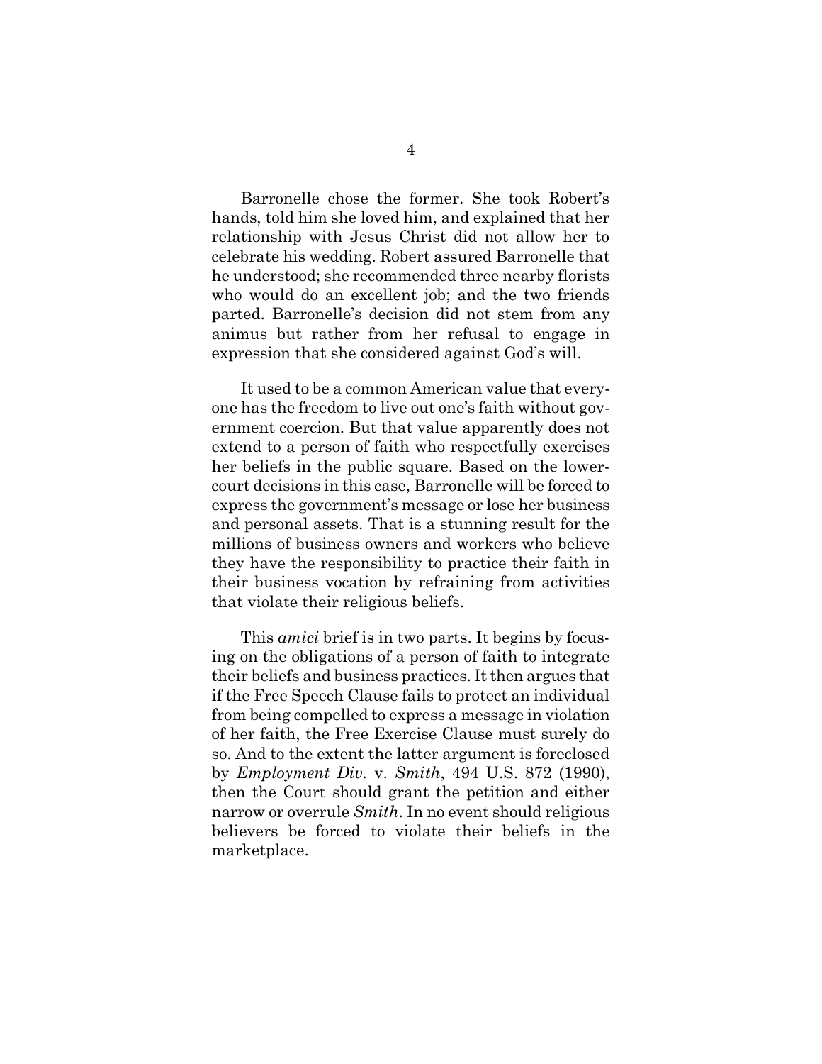Barronelle chose the former. She took Robert's hands, told him she loved him, and explained that her relationship with Jesus Christ did not allow her to celebrate his wedding. Robert assured Barronelle that he understood; she recommended three nearby florists who would do an excellent job; and the two friends parted. Barronelle's decision did not stem from any animus but rather from her refusal to engage in expression that she considered against God's will.

It used to be a common American value that everyone has the freedom to live out one's faith without government coercion. But that value apparently does not extend to a person of faith who respectfully exercises her beliefs in the public square. Based on the lower-court decisions in this case, Barronelle will be forced to express the government's message or lose her business and personal assets. That is a stunning result for the millions of business owners and workers who believe they have the responsibility to practice their faith in their business vocation by refraining from activities that violate their religious beliefs.

This *amici* brief is in two parts. It begins by focusing on the obligations of a person of faith to integrate their beliefs and business practices. It then argues that if the Free Speech Clause fails to protect an individual from being compelled to express a message in violation of her faith, the Free Exercise Clause must surely do so. And to the extent the latter argument is foreclosed by *Employment Div.* v. *Smith*, 494 U.S. 872 (1990), then the Court should grant the petition and either narrow or overrule *Smith*. In no event should religious believers be forced to violate their beliefs in the marketplace.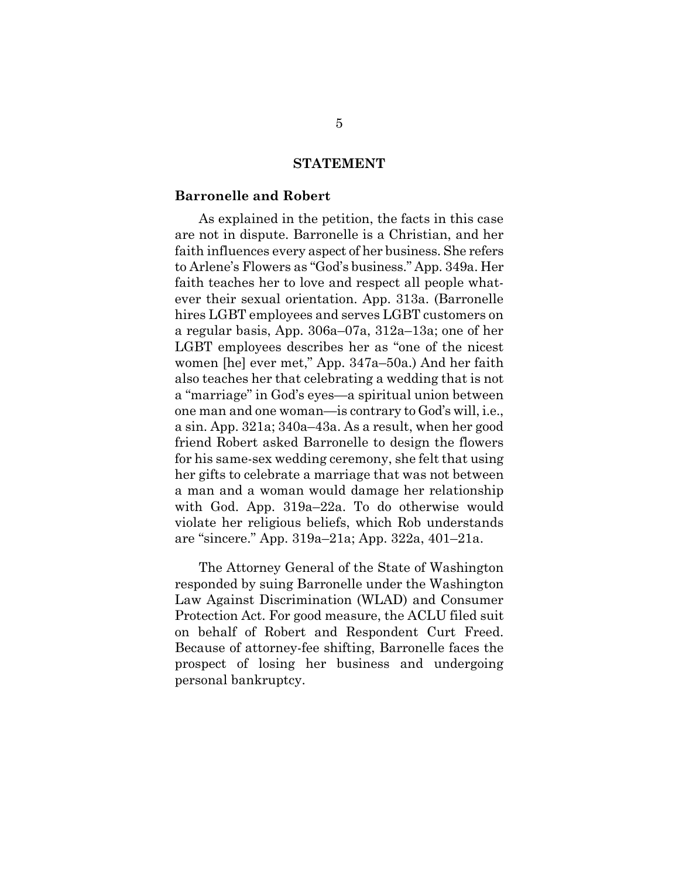## STATEMENT

**Barronelle and Robert**

As explained in the petition, the facts in this case are not in dispute. Barronelle is a Christian, and her faith influences every aspect of her business. She refers to Arlene's Flowers as "God's business." App. 349a. Her faith teaches her to love and respect all people whatever their sexual orientation. App. 313a. (Barronelle hires LGBT employees and serves LGBT customers on a regular basis, App. 306a–07a, 312a–13a; one of her LGBT employees describes her as "one of the nicest women [he] ever met," App. 347a–50a.) And her faith also teaches her that celebrating a wedding that is not a "marriage" in God's eyes—a spiritual union between one man and one woman—is contrary to God's will, i.e., a sin. App. 321a; 340a–43a. As a result, when her good friend Robert asked Barronelle to design the flowers for his same-sex wedding ceremony, she felt that using her gifts to celebrate a marriage that was not between a man and a woman would damage her relationship with God. App. 319a–22a. To do otherwise would violate her religious beliefs, which Rob understands are "sincere." App. 319a–21a; App. 322a, 401–21a.

The Attorney General of the State of Washington responded by suing Barronelle under the Washington Law Against Discrimination (WLAD) and Consumer Protection Act. For good measure, the ACLU filed suit on behalf of Robert and Respondent Curt Freed. Because of attorney-fee shifting, Barronelle faces the prospect of losing her business and undergoing personal bankruptcy.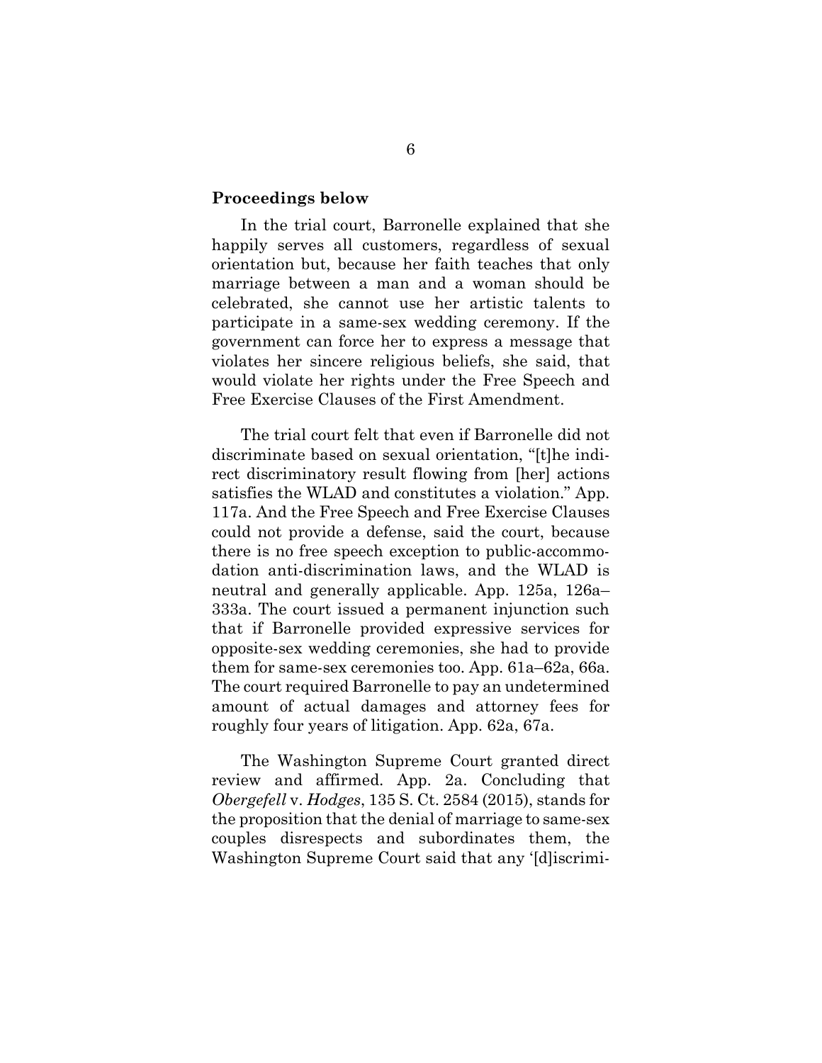**Proceedings below**

In the trial court, Barronelle explained that she happily serves all customers, regardless of sexual orientation but, because her faith teaches that only marriage between a man and a woman should be celebrated, she cannot use her artistic talents to participate in a same-sex wedding ceremony. If the government can force her to express a message that violates her sincere religious beliefs, she said, that would violate her rights under the Free Speech and Free Exercise Clauses of the First Amendment.

The trial court felt that even if Barronelle did not discriminate based on sexual orientation, "[t]he indirect discriminatory result flowing from [her] actions satisfies the WLAD and constitutes a violation." App. 117a. And the Free Speech and Free Exercise Clauses could not provide a defense, said the court, because there is no free speech exception to public-accommodation anti-discrimination laws, and the WLAD is neutral and generally applicable. App. 125a, 126a–333a. The court issued a permanent injunction such that if Barronelle provided expressive services for opposite-sex wedding ceremonies, she had to provide them for same-sex ceremonies too. App. 61a–62a, 66a. The court required Barronelle to pay an undetermined amount of actual damages and attorney fees for roughly four years of litigation. App. 62a, 67a.

The Washington Supreme Court granted direct review and affirmed. App. 2a. Concluding that *Obergefell* v. *Hodges*, 135 S. Ct. 2584 (2015), stands for the proposition that the denial of marriage to same-sex couples disrespects and subordinates them, the Washington Supreme Court said that any '[d]iscrimi-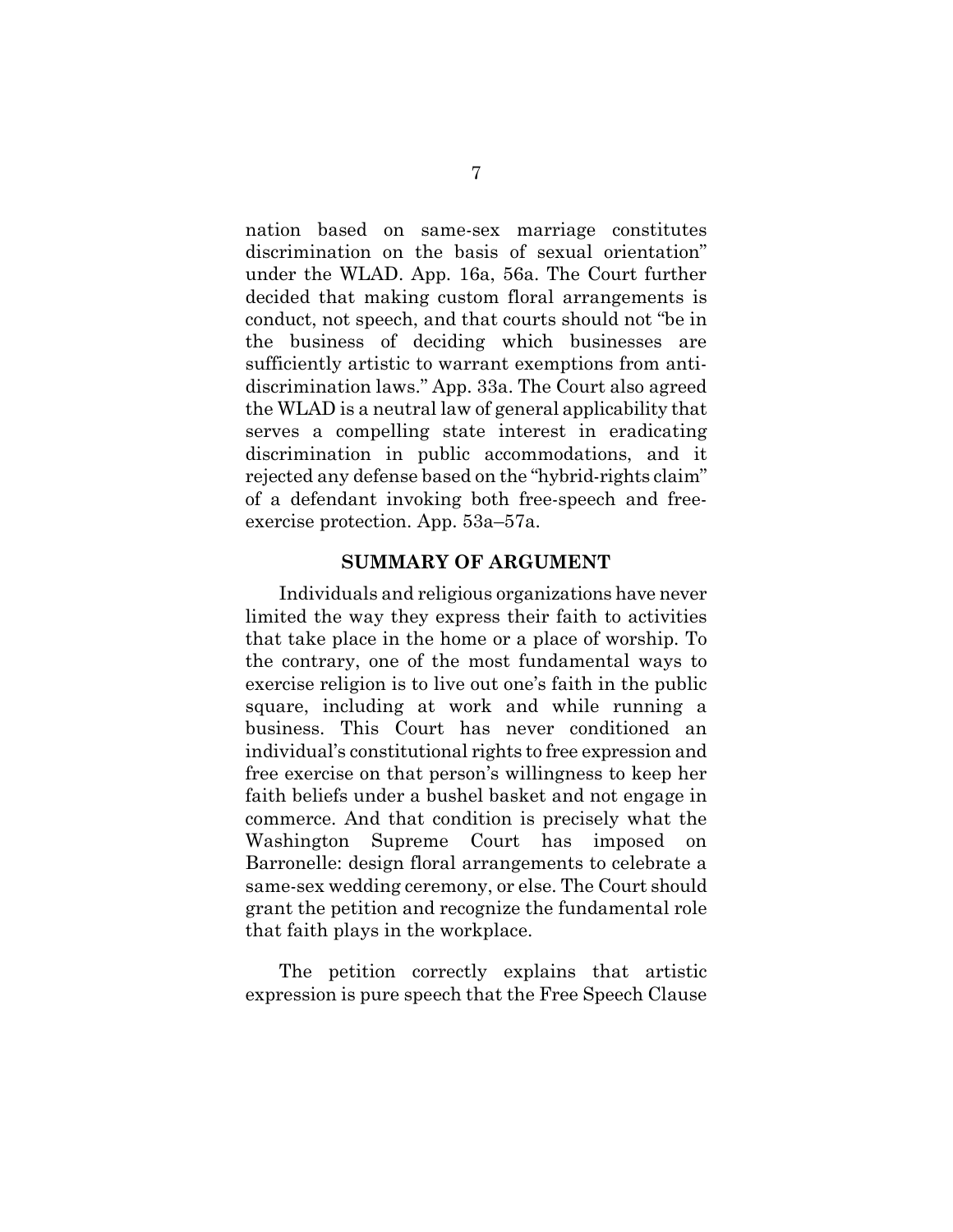nation based on same-sex marriage constitutes discrimination on the basis of sexual orientation" under the WLAD. App. 16a, 56a. The Court further decided that making custom floral arrangements is conduct, not speech, and that courts should not "be in the business of deciding which businesses are sufficiently artistic to warrant exemptions from anti-discrimination laws." App. 33a. The Court also agreed the WLAD is a neutral law of general applicability that serves a compelling state interest in eradicating discrimination in public accommodations, and it rejected any defense based on the "hybrid-rights claim" of a defendant invoking both free-speech and free-exercise protection. App. 53a–57a.

## SUMMARY OF ARGUMENT

Individuals and religious organizations have never limited the way they express their faith to activities that take place in the home or a place of worship. To the contrary, one of the most fundamental ways to exercise religion is to live out one's faith in the public square, including at work and while running a business. This Court has never conditioned an individual's constitutional rights to free expression and free exercise on that person's willingness to keep her faith beliefs under a bushel basket and not engage in commerce. And that condition is precisely what the Washington Supreme Court has imposed on Barronelle: design floral arrangements to celebrate a same-sex wedding ceremony, or else. The Court should grant the petition and recognize the fundamental role that faith plays in the workplace.

The petition correctly explains that artistic expression is pure speech that the Free Speech Clause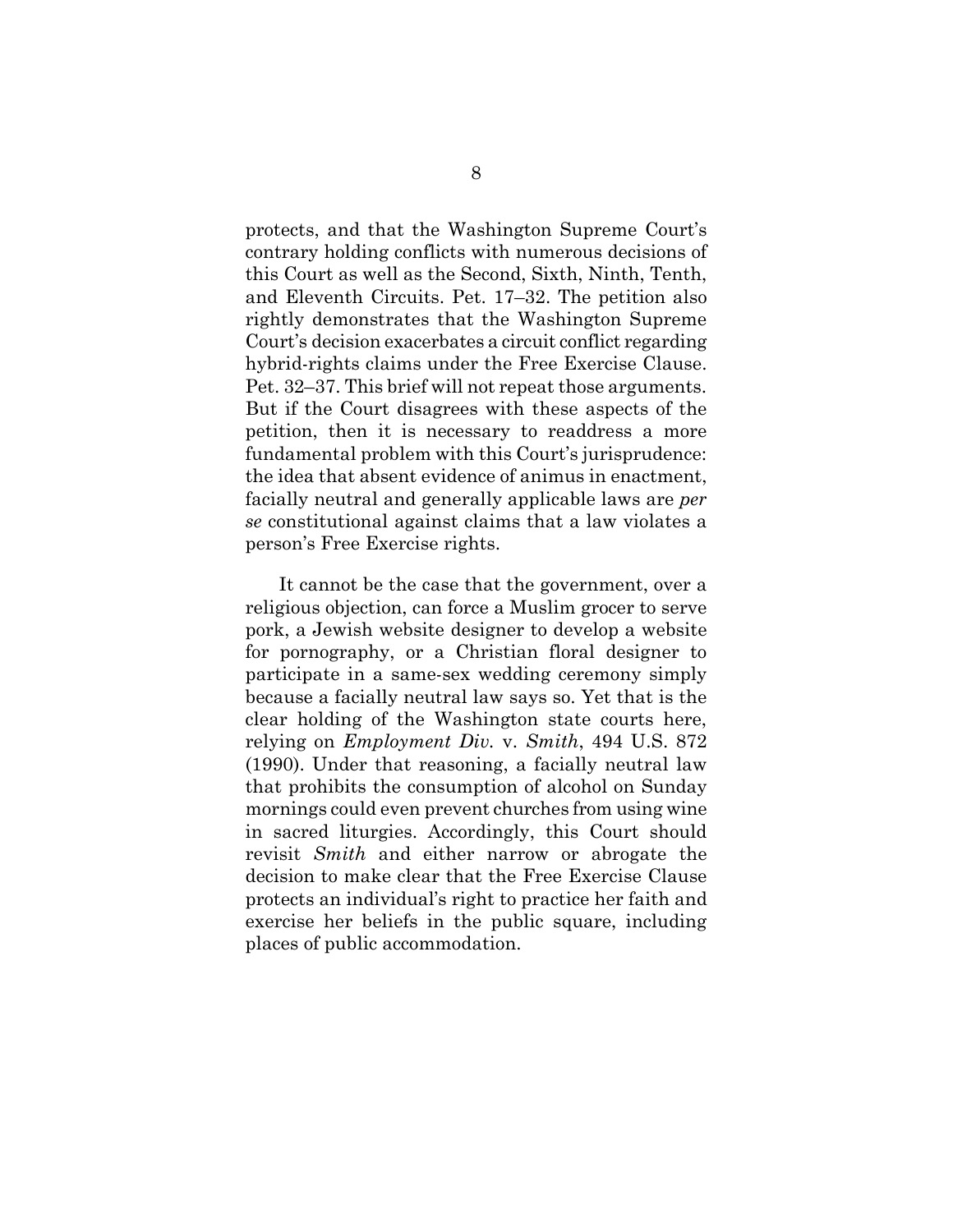protects, and that the Washington Supreme Court's contrary holding conflicts with numerous decisions of this Court as well as the Second, Sixth, Ninth, Tenth, and Eleventh Circuits. Pet. 17–32. The petition also rightly demonstrates that the Washington Supreme Court's decision exacerbates a circuit conflict regarding hybrid-rights claims under the Free Exercise Clause. Pet. 32–37. This brief will not repeat those arguments. But if the Court disagrees with these aspects of the petition, then it is necessary to readdress a more fundamental problem with this Court's jurisprudence: the idea that absent evidence of animus in enactment, facially neutral and generally applicable laws are *per se* constitutional against claims that a law violates a person's Free Exercise rights.

It cannot be the case that the government, over a religious objection, can force a Muslim grocer to serve pork, a Jewish website designer to develop a website for pornography, or a Christian floral designer to participate in a same-sex wedding ceremony simply because a facially neutral law says so. Yet that is the clear holding of the Washington state courts here, relying on *Employment Div.* v. *Smith*, 494 U.S. 872 (1990). Under that reasoning, a facially neutral law that prohibits the consumption of alcohol on Sunday mornings could even prevent churches from using wine in sacred liturgies. Accordingly, this Court should revisit *Smith* and either narrow or abrogate the decision to make clear that the Free Exercise Clause protects an individual's right to practice her faith and exercise her beliefs in the public square, including places of public accommodation.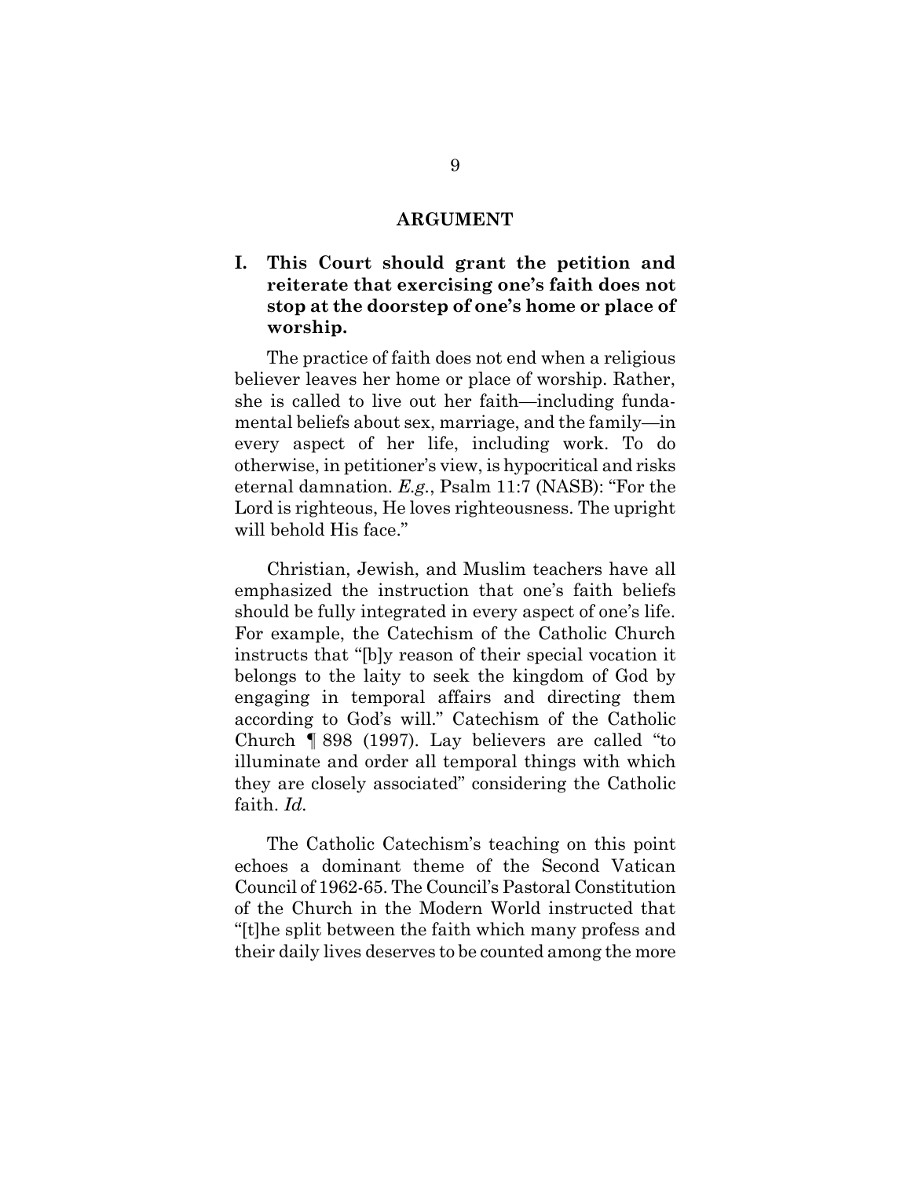## ARGUMENT

### I. This Court should grant the petition and reiterate that exercising one's faith does not stop at the doorstep of one's home or place of worship.

The practice of faith does not end when a religious believer leaves her home or place of worship. Rather, she is called to live out her faith—including fundamental beliefs about sex, marriage, and the family—in every aspect of her life, including work. To do otherwise, in petitioner's view, is hypocritical and risks eternal damnation. *E.g.*, Psalm 11:7 (NASB): "For the Lord is righteous, He loves righteousness. The upright will behold His face."

Christian, Jewish, and Muslim teachers have all emphasized the instruction that one's faith beliefs should be fully integrated in every aspect of one's life. For example, the Catechism of the Catholic Church instructs that "[b]y reason of their special vocation it belongs to the laity to seek the kingdom of God by engaging in temporal affairs and directing them according to God's will." Catechism of the Catholic Church ¶ 898 (1997). Lay believers are called "to illuminate and order all temporal things with which they are closely associated" considering the Catholic faith. *Id.*

The Catholic Catechism's teaching on this point echoes a dominant theme of the Second Vatican Council of 1962-65. The Council's Pastoral Constitution of the Church in the Modern World instructed that "[t]he split between the faith which many profess and their daily lives deserves to be counted among the more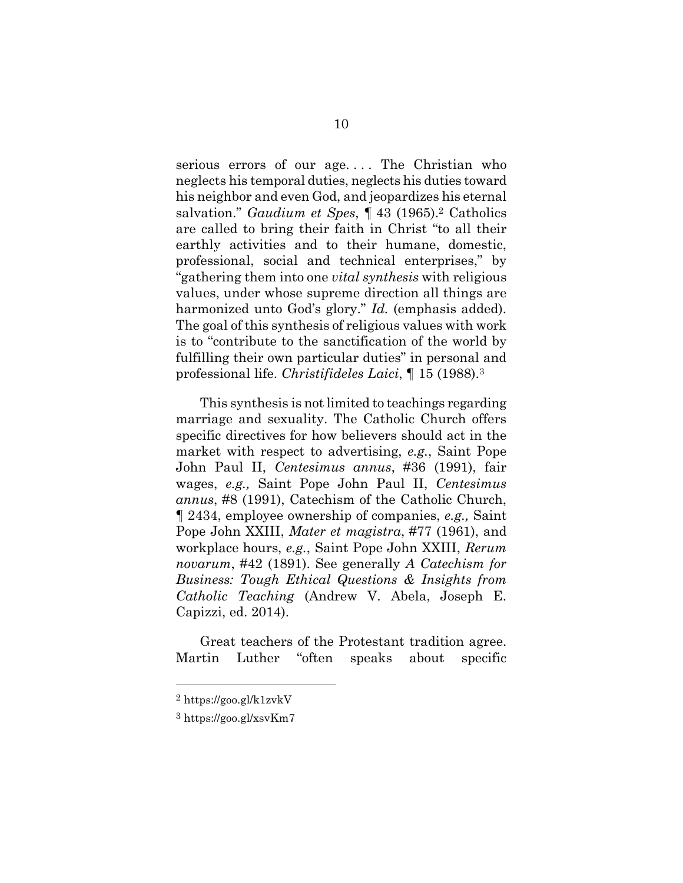serious errors of our age. . . . The Christian who neglects his temporal duties, neglects his duties toward his neighbor and even God, and jeopardizes his eternal salvation." *Gaudium et Spes*, ¶ 43 (1965).[2] Catholics are called to bring their faith in Christ "to all their earthly activities and to their humane, domestic, professional, social and technical enterprises," by "gathering them into one *vital synthesis* with religious values, under whose supreme direction all things are harmonized unto God's glory." *Id.* (emphasis added). The goal of this synthesis of religious values with work is to "contribute to the sanctification of the world by fulfilling their own particular duties" in personal and professional life. *Christifideles Laici*, ¶ 15 (1988).[3]

This synthesis is not limited to teachings regarding marriage and sexuality. The Catholic Church offers specific directives for how believers should act in the market with respect to advertising, *e.g.*, Saint Pope John Paul II, *Centesimus annus*, #36 (1991), fair wages, *e.g.,* Saint Pope John Paul II, *Centesimus annus*, #8 (1991), Catechism of the Catholic Church, ¶ 2434, employee ownership of companies, *e.g.,* Saint Pope John XXIII, *Mater et magistra*, #77 (1961), and workplace hours, *e.g.*, Saint Pope John XXIII, *Rerum novarum*, #42 (1891). See generally *A Catechism for Business: Tough Ethical Questions & Insights from Catholic Teaching* (Andrew V. Abela, Joseph E. Capizzi, ed. 2014).

Great teachers of the Protestant tradition agree. Martin Luther "often speaks about specific

---

[2] https://goo.gl/k1zvkV

[3] https://goo.gl/xsvKm7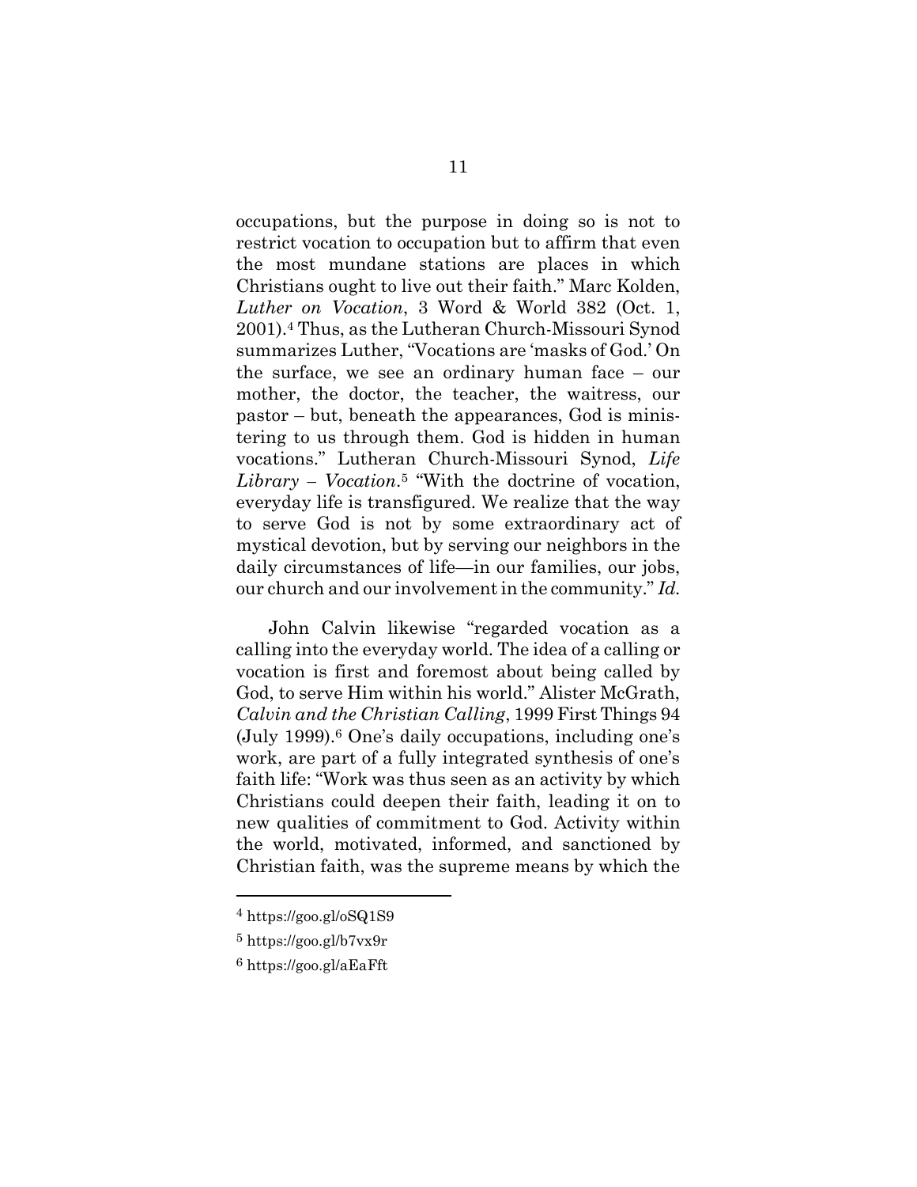occupations, but the purpose in doing so is not to restrict vocation to occupation but to affirm that even the most mundane stations are places in which Christians ought to live out their faith." Marc Kolden, *Luther on Vocation*, 3 Word & World 382 (Oct. 1, 2001).[4] Thus, as the Lutheran Church-Missouri Synod summarizes Luther, "Vocations are 'masks of God.' On the surface, we see an ordinary human face – our mother, the doctor, the teacher, the waitress, our pastor – but, beneath the appearances, God is ministering to us through them. God is hidden in human vocations." Lutheran Church-Missouri Synod, *Life Library – Vocation*.[5] "With the doctrine of vocation, everyday life is transfigured. We realize that the way to serve God is not by some extraordinary act of mystical devotion, but by serving our neighbors in the daily circumstances of life—in our families, our jobs, our church and our involvement in the community." *Id.*

John Calvin likewise "regarded vocation as a calling into the everyday world. The idea of a calling or vocation is first and foremost about being called by God, to serve Him within his world." Alister McGrath, *Calvin and the Christian Calling*, 1999 First Things 94 (July 1999).[6] One's daily occupations, including one's work, are part of a fully integrated synthesis of one's faith life: "Work was thus seen as an activity by which Christians could deepen their faith, leading it on to new qualities of commitment to God. Activity within the world, motivated, informed, and sanctioned by Christian faith, was the supreme means by which the

---

[4] https://goo.gl/oSQ1S9

[5] https://goo.gl/b7vx9r

[6] https://goo.gl/aEaFft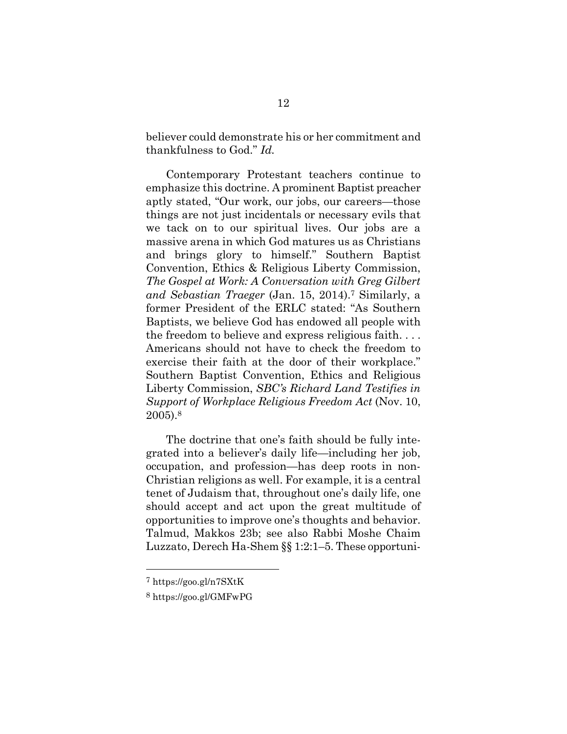believer could demonstrate his or her commitment and thankfulness to God." *Id.*

Contemporary Protestant teachers continue to emphasize this doctrine. A prominent Baptist preacher aptly stated, "Our work, our jobs, our careers—those things are not just incidentals or necessary evils that we tack on to our spiritual lives. Our jobs are a massive arena in which God matures us as Christians and brings glory to himself." Southern Baptist Convention, Ethics & Religious Liberty Commission, *The Gospel at Work: A Conversation with Greg Gilbert and Sebastian Traeger* (Jan. 15, 2014).[7] Similarly, a former President of the ERLC stated: "As Southern Baptists, we believe God has endowed all people with the freedom to believe and express religious faith. . . . Americans should not have to check the freedom to exercise their faith at the door of their workplace." Southern Baptist Convention, Ethics and Religious Liberty Commission, *SBC's Richard Land Testifies in Support of Workplace Religious Freedom Act* (Nov. 10, 2005).[8]

The doctrine that one's faith should be fully integrated into a believer's daily life—including her job, occupation, and profession—has deep roots in non-Christian religions as well. For example, it is a central tenet of Judaism that, throughout one's daily life, one should accept and act upon the great multitude of opportunities to improve one's thoughts and behavior. Talmud, Makkos 23b; see also Rabbi Moshe Chaim Luzzato, Derech Ha-Shem §§ 1:2:1–5. These opportuni-

---

[7] https://goo.gl/n7SXtK

[8] https://goo.gl/GMFwPG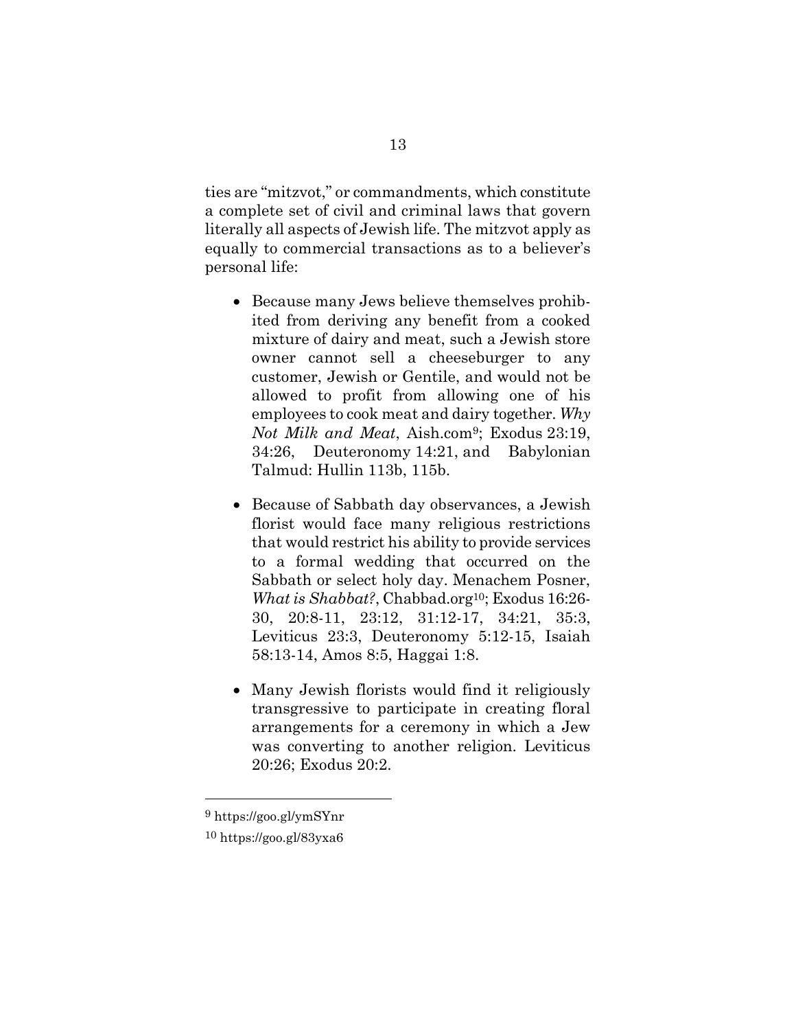ties are "mitzvot," or commandments, which constitute a complete set of civil and criminal laws that govern literally all aspects of Jewish life. The mitzvot apply as equally to commercial transactions as to a believer's personal life:

- Because many Jews believe themselves prohibited from deriving any benefit from a cooked mixture of dairy and meat, such a Jewish store owner cannot sell a cheeseburger to any customer, Jewish or Gentile, and would not be allowed to profit from allowing one of his employees to cook meat and dairy together. *Why Not Milk and Meat*, Aish.com[9]; Exodus 23:19, 34:26, Deuteronomy 14:21, and Babylonian Talmud: Hullin 113b, 115b.

- Because of Sabbath day observances, a Jewish florist would face many religious restrictions that would restrict his ability to provide services to a formal wedding that occurred on the Sabbath or select holy day. Menachem Posner, *What is Shabbat?*, Chabbad.org[10]; Exodus 16:26-30, 20:8-11, 23:12, 31:12-17, 34:21, 35:3, Leviticus 23:3, Deuteronomy 5:12-15, Isaiah 58:13-14, Amos 8:5, Haggai 1:8.

- Many Jewish florists would find it religiously transgressive to participate in creating floral arrangements for a ceremony in which a Jew was converting to another religion. Leviticus 20:26; Exodus 20:2.

---

[9] https://goo.gl/ymSYnr

[10] https://goo.gl/83yxa6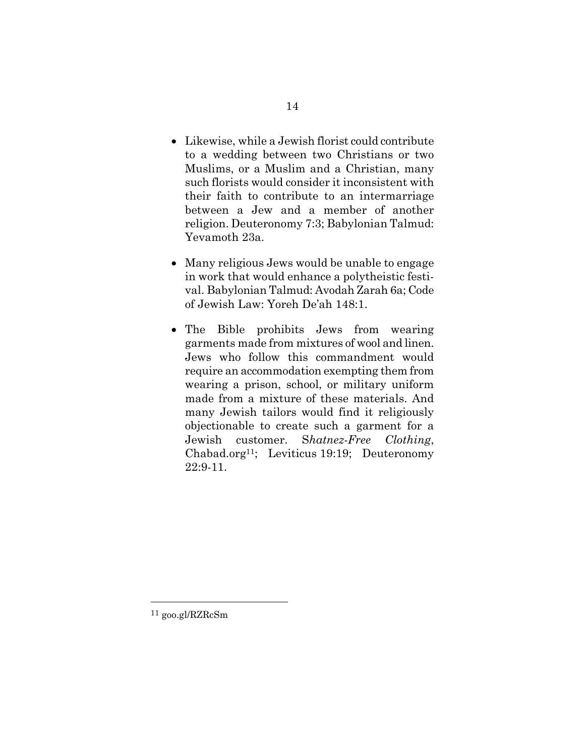- Likewise, while a Jewish florist could contribute to a wedding between two Christians or two Muslims, or a Muslim and a Christian, many such florists would consider it inconsistent with their faith to contribute to an intermarriage between a Jew and a member of another religion. Deuteronomy 7:3; Babylonian Talmud: Yevamoth 23a.

- Many religious Jews would be unable to engage in work that would enhance a polytheistic festival. Babylonian Talmud: Avodah Zarah 6a; Code of Jewish Law: Yoreh De'ah 148:1.

- The Bible prohibits Jews from wearing garments made from mixtures of wool and linen. Jews who follow this commandment would require an accommodation exempting them from wearing a prison, school, or military uniform made from a mixture of these materials. And many Jewish tailors would find it religiously objectionable to create such a garment for a Jewish customer. S*hatnez-Free Clothing*, Chabad.org[11]; Leviticus 19:19; Deuteronomy 22:9-11.

---

[11] goo.gl/RZRcSm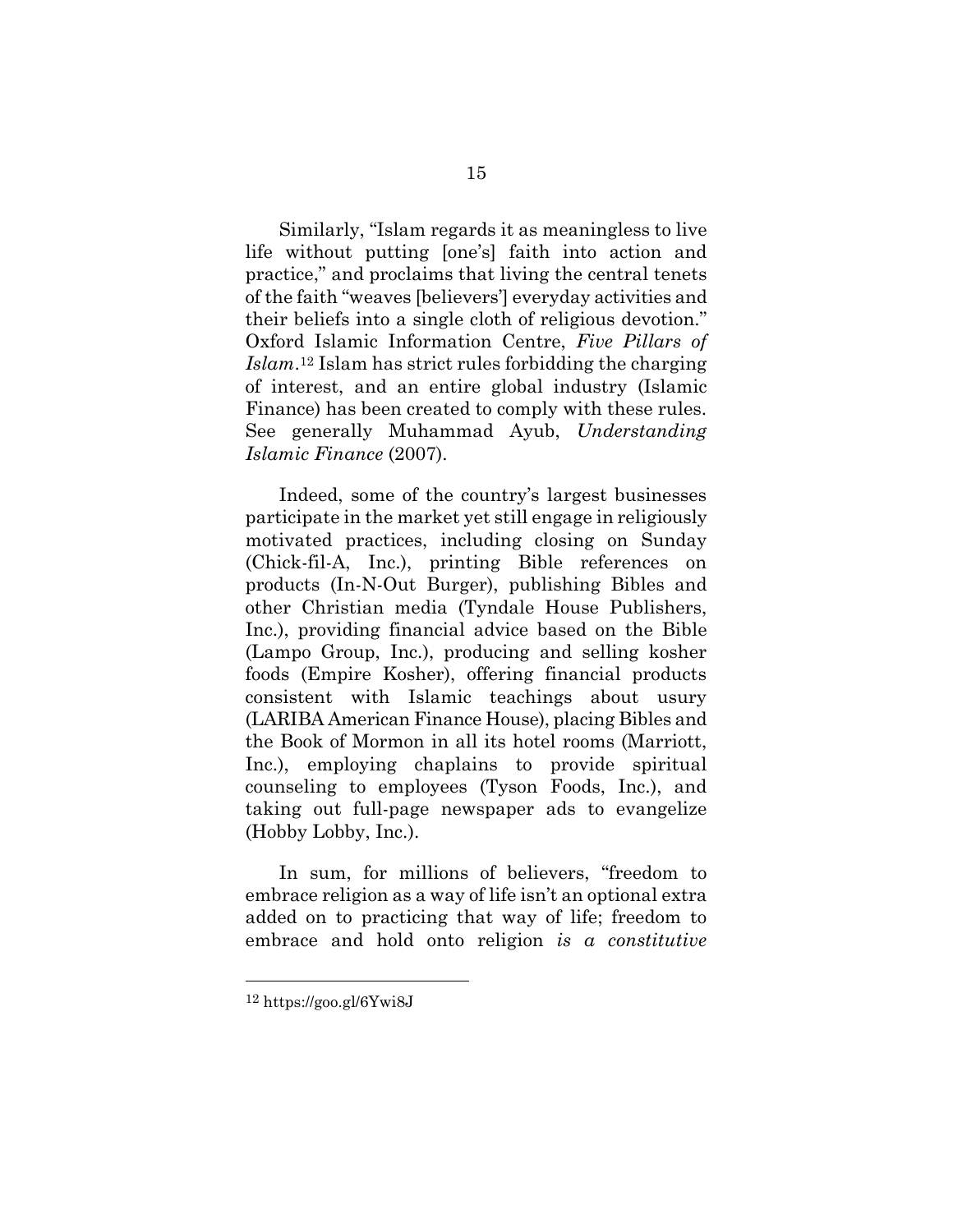Similarly, "Islam regards it as meaningless to live life without putting [one's] faith into action and practice," and proclaims that living the central tenets of the faith "weaves [believers'] everyday activities and their beliefs into a single cloth of religious devotion." Oxford Islamic Information Centre, *Five Pillars of Islam*.[12] Islam has strict rules forbidding the charging of interest, and an entire global industry (Islamic Finance) has been created to comply with these rules. See generally Muhammad Ayub, *Understanding Islamic Finance* (2007).

Indeed, some of the country's largest businesses participate in the market yet still engage in religiously motivated practices, including closing on Sunday (Chick-fil-A, Inc.), printing Bible references on products (In-N-Out Burger), publishing Bibles and other Christian media (Tyndale House Publishers, Inc.), providing financial advice based on the Bible (Lampo Group, Inc.), producing and selling kosher foods (Empire Kosher), offering financial products consistent with Islamic teachings about usury (LARIBA American Finance House), placing Bibles and the Book of Mormon in all its hotel rooms (Marriott, Inc.), employing chaplains to provide spiritual counseling to employees (Tyson Foods, Inc.), and taking out full-page newspaper ads to evangelize (Hobby Lobby, Inc.).

In sum, for millions of believers, "freedom to embrace religion as a way of life isn't an optional extra added on to practicing that way of life; freedom to embrace and hold onto religion *is a constitutive*

---

[12] https://goo.gl/6Ywi8J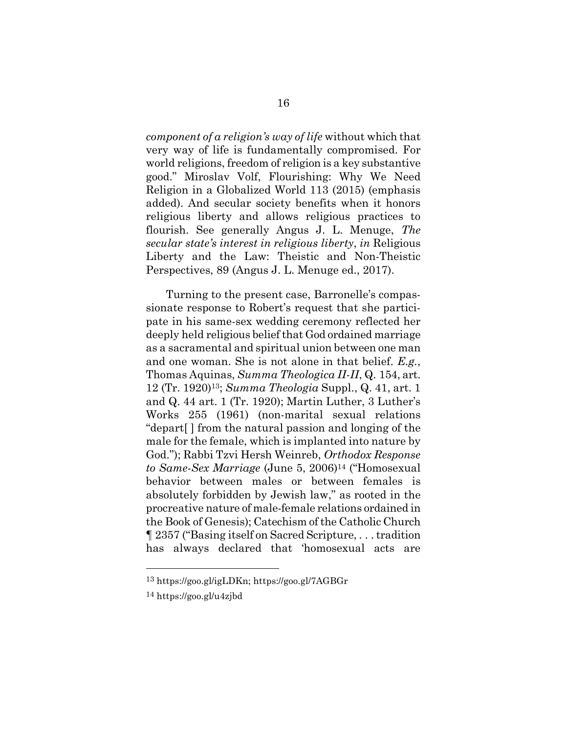*component of a religion's way of life* without which that very way of life is fundamentally compromised. For world religions, freedom of religion is a key substantive good." Miroslav Volf, Flourishing: Why We Need Religion in a Globalized World 113 (2015) (emphasis added). And secular society benefits when it honors religious liberty and allows religious practices to flourish. See generally Angus J. L. Menuge, *The secular state's interest in religious liberty*, *in* Religious Liberty and the Law: Theistic and Non-Theistic Perspectives, 89 (Angus J. L. Menuge ed., 2017).

Turning to the present case, Barronelle's compassionate response to Robert's request that she participate in his same-sex wedding ceremony reflected her deeply held religious belief that God ordained marriage as a sacramental and spiritual union between one man and one woman. She is not alone in that belief. *E.g.*, Thomas Aquinas, *Summa Theologica II-II*, Q. 154, art. 12 (Tr. 1920)[13]; *Summa Theologia* Suppl., Q. 41, art. 1 and Q. 44 art. 1 (Tr. 1920); Martin Luther, 3 Luther's Works 255 (1961) (non-marital sexual relations "depart[ ] from the natural passion and longing of the male for the female, which is implanted into nature by God."); Rabbi Tzvi Hersh Weinreb, *Orthodox Response to Same-Sex Marriage* (June 5, 2006)[14] ("Homosexual behavior between males or between females is absolutely forbidden by Jewish law," as rooted in the procreative nature of male-female relations ordained in the Book of Genesis); Catechism of the Catholic Church ¶ 2357 ("Basing itself on Sacred Scripture, . . . tradition has always declared that 'homosexual acts are

---

[13] https://goo.gl/igLDKn; https://goo.gl/7AGBGr

[14] https://goo.gl/u4zjbd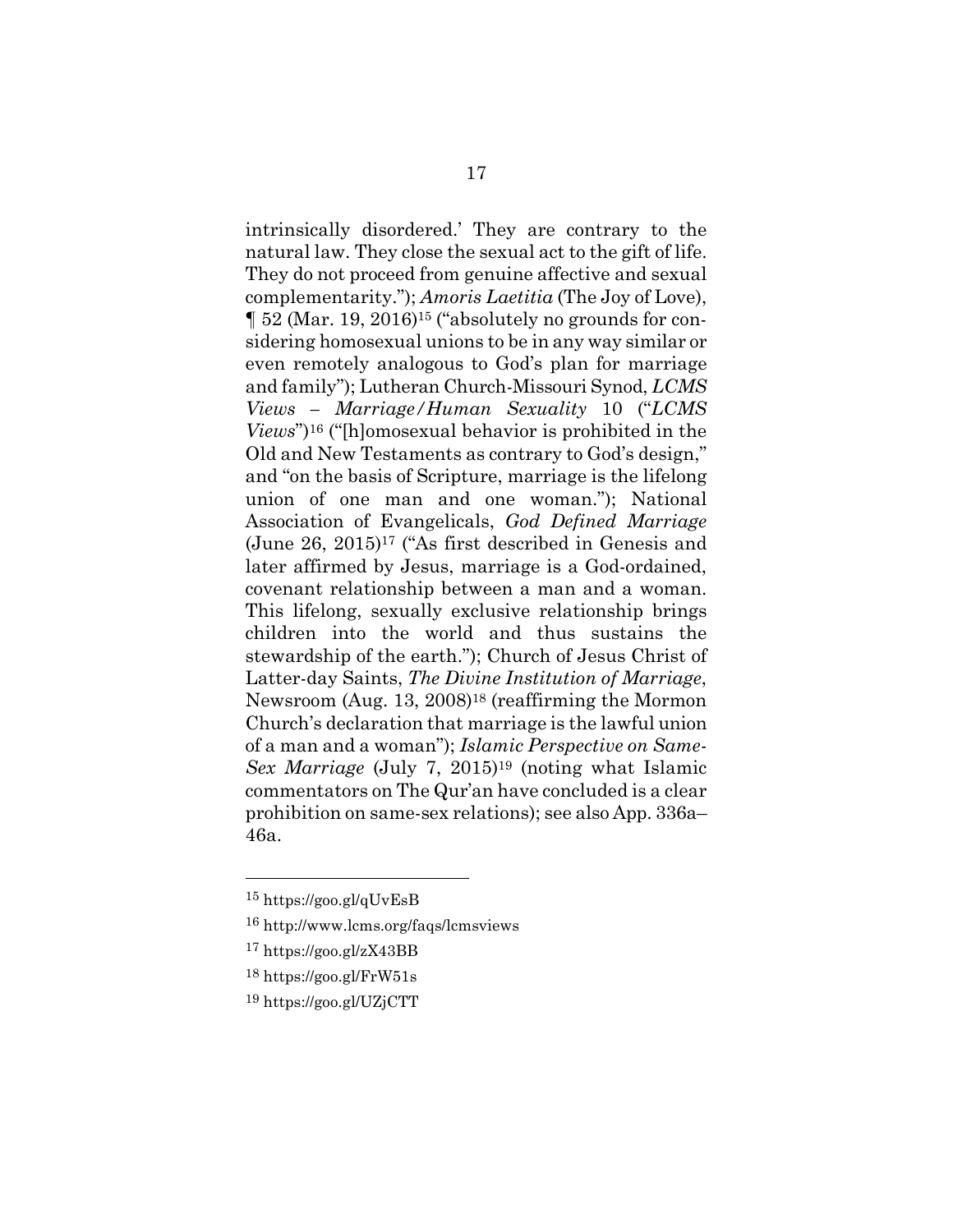intrinsically disordered.' They are contrary to the natural law. They close the sexual act to the gift of life. They do not proceed from genuine affective and sexual complementarity."); *Amoris Laetitia* (The Joy of Love), ¶ 52 (Mar. 19, 2016)[15] ("absolutely no grounds for considering homosexual unions to be in any way similar or even remotely analogous to God's plan for marriage and family"); Lutheran Church-Missouri Synod, *LCMS Views – Marriage/Human Sexuality* 10 ("*LCMS Views*")[16] ("[h]omosexual behavior is prohibited in the Old and New Testaments as contrary to God's design," and "on the basis of Scripture, marriage is the lifelong union of one man and one woman."); National Association of Evangelicals, *God Defined Marriage* (June 26, 2015)[17] ("As first described in Genesis and later affirmed by Jesus, marriage is a God-ordained, covenant relationship between a man and a woman. This lifelong, sexually exclusive relationship brings children into the world and thus sustains the stewardship of the earth."); Church of Jesus Christ of Latter-day Saints, *The Divine Institution of Marriage*, Newsroom (Aug. 13, 2008)[18] (reaffirming the Mormon Church's declaration that marriage is the lawful union of a man and a woman"); *Islamic Perspective on Same-Sex Marriage* (July 7, 2015)[19] (noting what Islamic commentators on The Qur'an have concluded is a clear prohibition on same-sex relations); see also App. 336a–46a.

---

[15] https://goo.gl/qUvEsB

[16] http://www.lcms.org/faqs/lcmsviews

[17] https://goo.gl/zX43BB

[18] https://goo.gl/FrW51s

[19] https://goo.gl/UZjCTT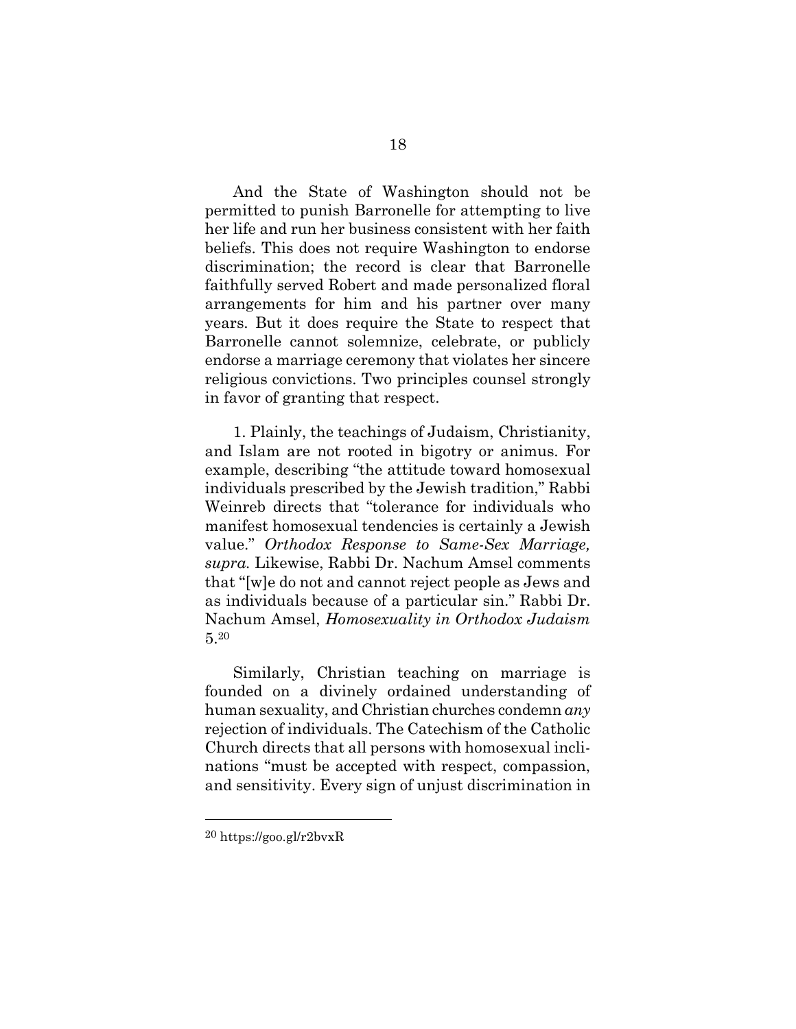And the State of Washington should not be permitted to punish Barronelle for attempting to live her life and run her business consistent with her faith beliefs. This does not require Washington to endorse discrimination; the record is clear that Barronelle faithfully served Robert and made personalized floral arrangements for him and his partner over many years. But it does require the State to respect that Barronelle cannot solemnize, celebrate, or publicly endorse a marriage ceremony that violates her sincere religious convictions. Two principles counsel strongly in favor of granting that respect.

1. Plainly, the teachings of Judaism, Christianity, and Islam are not rooted in bigotry or animus. For example, describing "the attitude toward homosexual individuals prescribed by the Jewish tradition," Rabbi Weinreb directs that "tolerance for individuals who manifest homosexual tendencies is certainly a Jewish value." *Orthodox Response to Same-Sex Marriage, supra.* Likewise, Rabbi Dr. Nachum Amsel comments that "[w]e do not and cannot reject people as Jews and as individuals because of a particular sin." Rabbi Dr. Nachum Amsel, *Homosexuality in Orthodox Judaism* 5.[20]

Similarly, Christian teaching on marriage is founded on a divinely ordained understanding of human sexuality, and Christian churches condemn *any* rejection of individuals. The Catechism of the Catholic Church directs that all persons with homosexual inclinations "must be accepted with respect, compassion, and sensitivity. Every sign of unjust discrimination in

---

[20] https://goo.gl/r2bvxR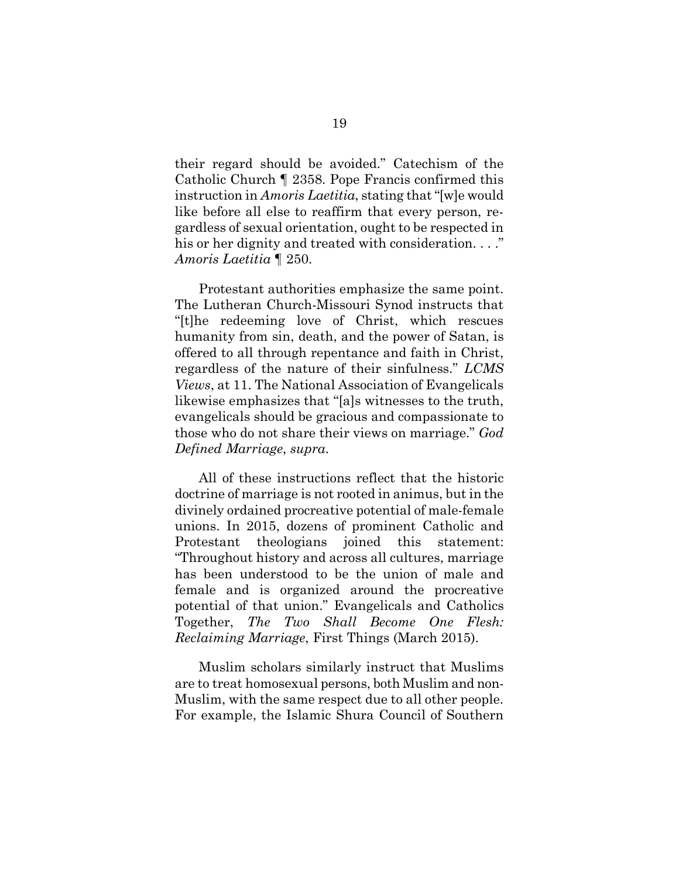their regard should be avoided." Catechism of the Catholic Church ¶ 2358. Pope Francis confirmed this instruction in *Amoris Laetitia*, stating that "[w]e would like before all else to reaffirm that every person, regardless of sexual orientation, ought to be respected in his or her dignity and treated with consideration. . . ." *Amoris Laetitia* ¶ 250.

Protestant authorities emphasize the same point. The Lutheran Church-Missouri Synod instructs that "[t]he redeeming love of Christ, which rescues humanity from sin, death, and the power of Satan, is offered to all through repentance and faith in Christ, regardless of the nature of their sinfulness." *LCMS Views*, at 11. The National Association of Evangelicals likewise emphasizes that "[a]s witnesses to the truth, evangelicals should be gracious and compassionate to those who do not share their views on marriage." *God Defined Marriage*, *supra*.

All of these instructions reflect that the historic doctrine of marriage is not rooted in animus, but in the divinely ordained procreative potential of male-female unions. In 2015, dozens of prominent Catholic and Protestant theologians joined this statement: "Throughout history and across all cultures, marriage has been understood to be the union of male and female and is organized around the procreative potential of that union." Evangelicals and Catholics Together, *The Two Shall Become One Flesh: Reclaiming Marriage*, First Things (March 2015).

Muslim scholars similarly instruct that Muslims are to treat homosexual persons, both Muslim and non-Muslim, with the same respect due to all other people. For example, the Islamic Shura Council of Southern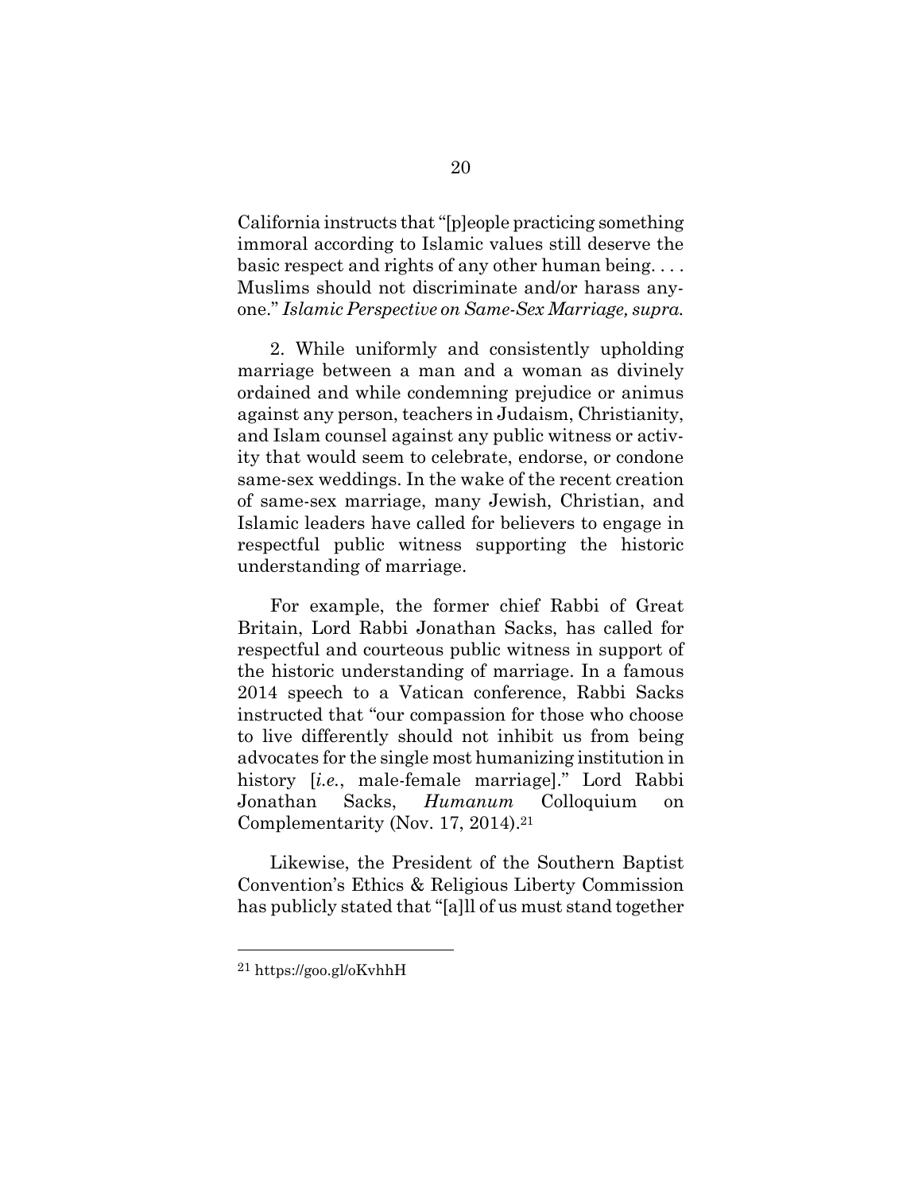California instructs that "[p]eople practicing something immoral according to Islamic values still deserve the basic respect and rights of any other human being. . . . Muslims should not discriminate and/or harass anyone." *Islamic Perspective on Same-Sex Marriage, supra.*

2. While uniformly and consistently upholding marriage between a man and a woman as divinely ordained and while condemning prejudice or animus against any person, teachers in Judaism, Christianity, and Islam counsel against any public witness or activity that would seem to celebrate, endorse, or condone same-sex weddings. In the wake of the recent creation of same-sex marriage, many Jewish, Christian, and Islamic leaders have called for believers to engage in respectful public witness supporting the historic understanding of marriage.

For example, the former chief Rabbi of Great Britain, Lord Rabbi Jonathan Sacks, has called for respectful and courteous public witness in support of the historic understanding of marriage. In a famous 2014 speech to a Vatican conference, Rabbi Sacks instructed that "our compassion for those who choose to live differently should not inhibit us from being advocates for the single most humanizing institution in history [*i.e.*, male-female marriage]." Lord Rabbi Jonathan Sacks, *Humanum* Colloquium on Complementarity (Nov. 17, 2014).[21]

Likewise, the President of the Southern Baptist Convention's Ethics & Religious Liberty Commission has publicly stated that "[a]ll of us must stand together

---

[21] https://goo.gl/oKvhhH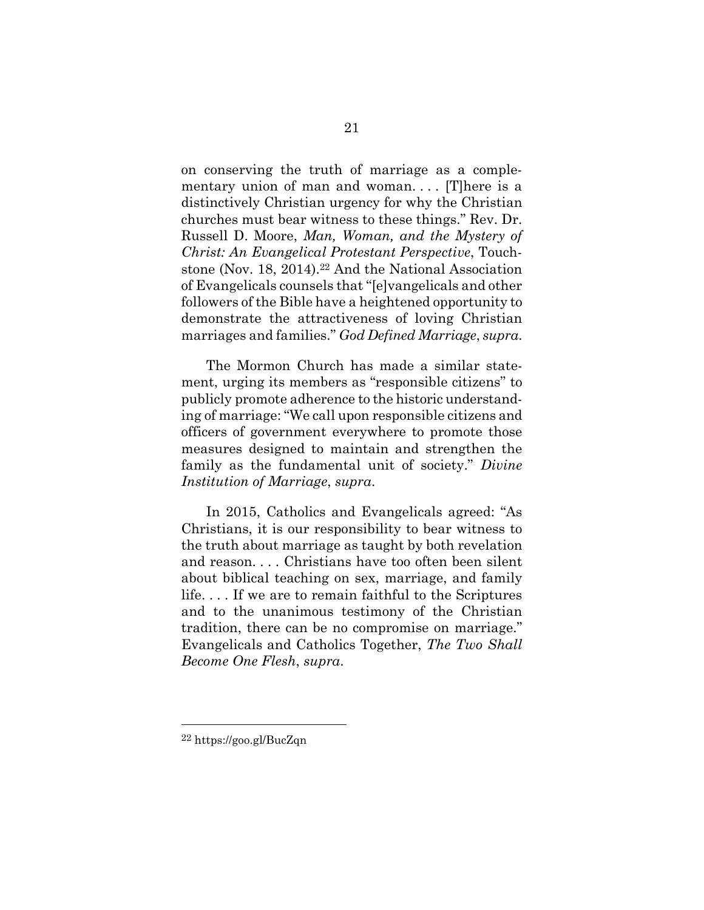on conserving the truth of marriage as a complementary union of man and woman. . . . [T]here is a distinctively Christian urgency for why the Christian churches must bear witness to these things." Rev. Dr. Russell D. Moore, *Man, Woman, and the Mystery of Christ: An Evangelical Protestant Perspective*, Touchstone (Nov. 18, 2014).[22] And the National Association of Evangelicals counsels that "[e]vangelicals and other followers of the Bible have a heightened opportunity to demonstrate the attractiveness of loving Christian marriages and families." *God Defined Marriage*, *supra*.

The Mormon Church has made a similar statement, urging its members as "responsible citizens" to publicly promote adherence to the historic understanding of marriage: "We call upon responsible citizens and officers of government everywhere to promote those measures designed to maintain and strengthen the family as the fundamental unit of society." *Divine Institution of Marriage*, *supra*.

In 2015, Catholics and Evangelicals agreed: "As Christians, it is our responsibility to bear witness to the truth about marriage as taught by both revelation and reason. . . . Christians have too often been silent about biblical teaching on sex, marriage, and family life. . . . If we are to remain faithful to the Scriptures and to the unanimous testimony of the Christian tradition, there can be no compromise on marriage." Evangelicals and Catholics Together, *The Two Shall Become One Flesh*, *supra*.

---

[22] https://goo.gl/BucZqn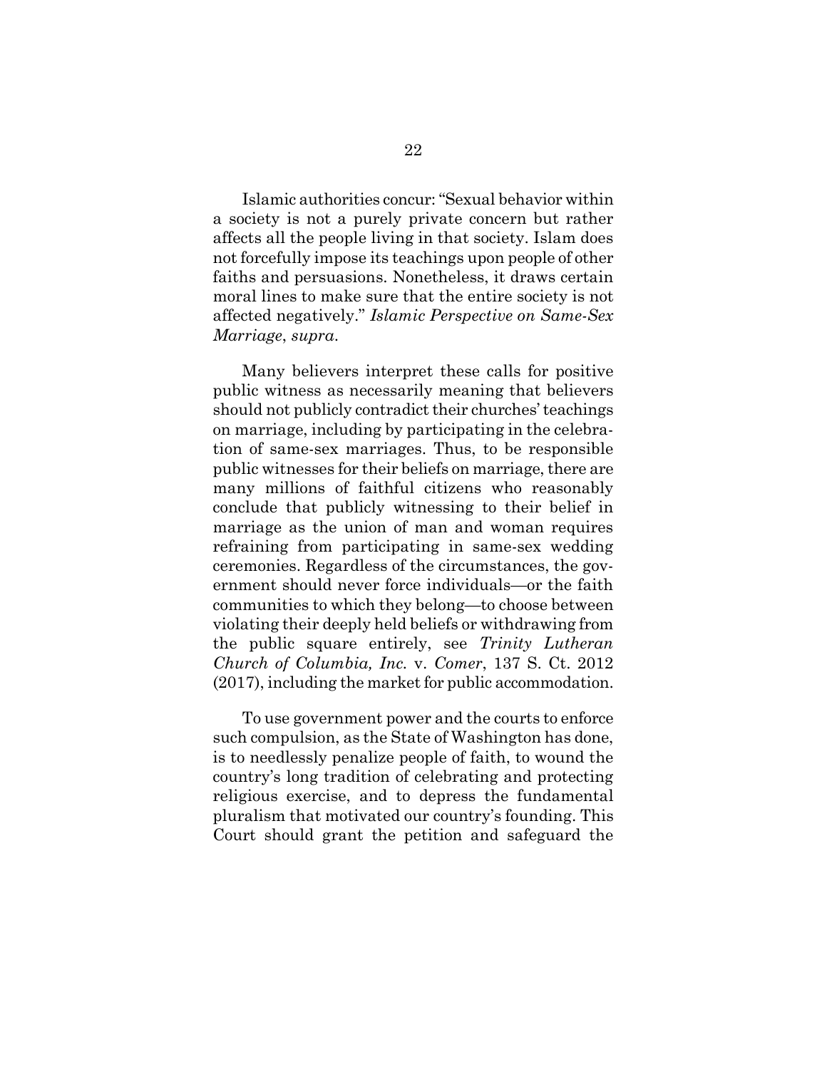Islamic authorities concur: "Sexual behavior within a society is not a purely private concern but rather affects all the people living in that society. Islam does not forcefully impose its teachings upon people of other faiths and persuasions. Nonetheless, it draws certain moral lines to make sure that the entire society is not affected negatively." *Islamic Perspective on Same-Sex Marriage*, *supra*.

Many believers interpret these calls for positive public witness as necessarily meaning that believers should not publicly contradict their churches' teachings on marriage, including by participating in the celebration of same-sex marriages. Thus, to be responsible public witnesses for their beliefs on marriage, there are many millions of faithful citizens who reasonably conclude that publicly witnessing to their belief in marriage as the union of man and woman requires refraining from participating in same-sex wedding ceremonies. Regardless of the circumstances, the government should never force individuals—or the faith communities to which they belong—to choose between violating their deeply held beliefs or withdrawing from the public square entirely, see *Trinity Lutheran Church of Columbia, Inc.* v. *Comer*, 137 S. Ct. 2012 (2017), including the market for public accommodation.

To use government power and the courts to enforce such compulsion, as the State of Washington has done, is to needlessly penalize people of faith, to wound the country's long tradition of celebrating and protecting religious exercise, and to depress the fundamental pluralism that motivated our country's founding. This Court should grant the petition and safeguard the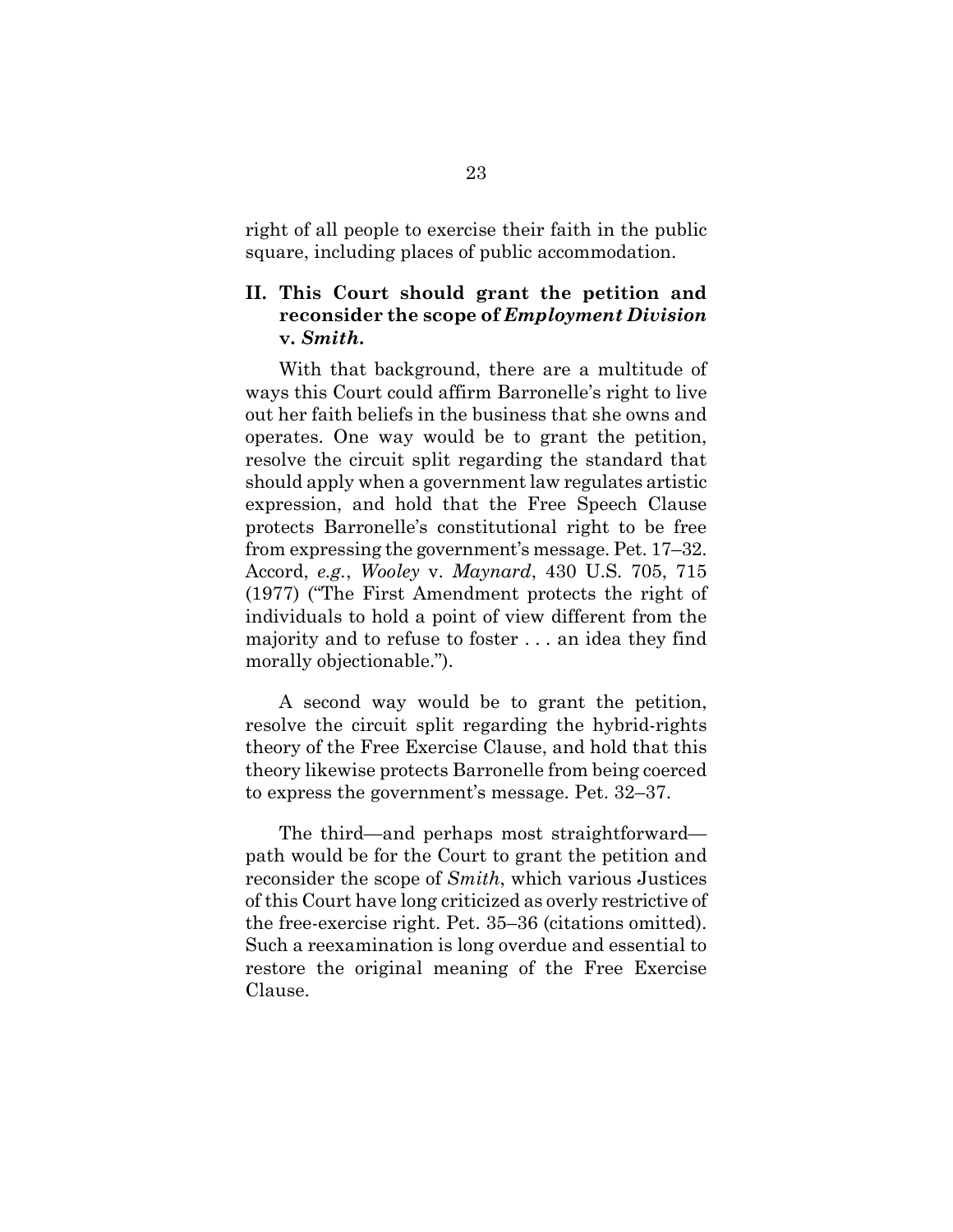right of all people to exercise their faith in the public square, including places of public accommodation.

## II. This Court should grant the petition and reconsider the scope of *Employment Division* v. *Smith*.

With that background, there are a multitude of ways this Court could affirm Barronelle's right to live out her faith beliefs in the business that she owns and operates. One way would be to grant the petition, resolve the circuit split regarding the standard that should apply when a government law regulates artistic expression, and hold that the Free Speech Clause protects Barronelle's constitutional right to be free from expressing the government's message. Pet. 17–32. Accord, *e.g.*, *Wooley* v. *Maynard*, 430 U.S. 705, 715 (1977) ("The First Amendment protects the right of individuals to hold a point of view different from the majority and to refuse to foster . . . an idea they find morally objectionable.").

A second way would be to grant the petition, resolve the circuit split regarding the hybrid-rights theory of the Free Exercise Clause, and hold that this theory likewise protects Barronelle from being coerced to express the government's message. Pet. 32–37.

The third—and perhaps most straightforward—path would be for the Court to grant the petition and reconsider the scope of *Smith*, which various Justices of this Court have long criticized as overly restrictive of the free-exercise right. Pet. 35–36 (citations omitted). Such a reexamination is long overdue and essential to restore the original meaning of the Free Exercise Clause.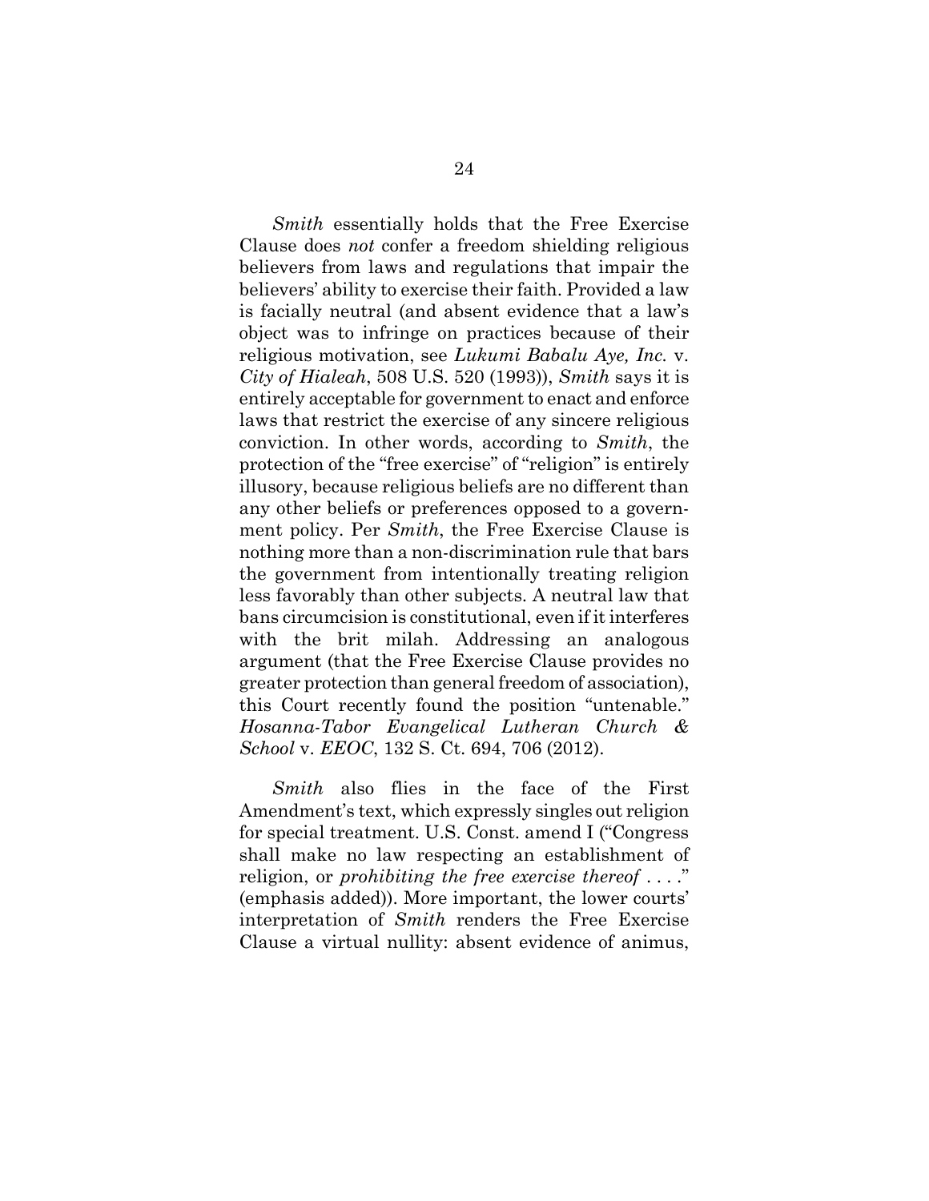*Smith* essentially holds that the Free Exercise Clause does *not* confer a freedom shielding religious believers from laws and regulations that impair the believers' ability to exercise their faith. Provided a law is facially neutral (and absent evidence that a law's object was to infringe on practices because of their religious motivation, see *Lukumi Babalu Aye, Inc.* v. *City of Hialeah*, 508 U.S. 520 (1993)), *Smith* says it is entirely acceptable for government to enact and enforce laws that restrict the exercise of any sincere religious conviction. In other words, according to *Smith*, the protection of the "free exercise" of "religion" is entirely illusory, because religious beliefs are no different than any other beliefs or preferences opposed to a government policy. Per *Smith*, the Free Exercise Clause is nothing more than a non-discrimination rule that bars the government from intentionally treating religion less favorably than other subjects. A neutral law that bans circumcision is constitutional, even if it interferes with the brit milah. Addressing an analogous argument (that the Free Exercise Clause provides no greater protection than general freedom of association), this Court recently found the position "untenable." *Hosanna-Tabor Evangelical Lutheran Church & School* v. *EEOC*, 132 S. Ct. 694, 706 (2012).

*Smith* also flies in the face of the First Amendment's text, which expressly singles out religion for special treatment. U.S. Const. amend I ("Congress shall make no law respecting an establishment of religion, or *prohibiting the free exercise thereof* . . . ." (emphasis added)). More important, the lower courts' interpretation of *Smith* renders the Free Exercise Clause a virtual nullity: absent evidence of animus,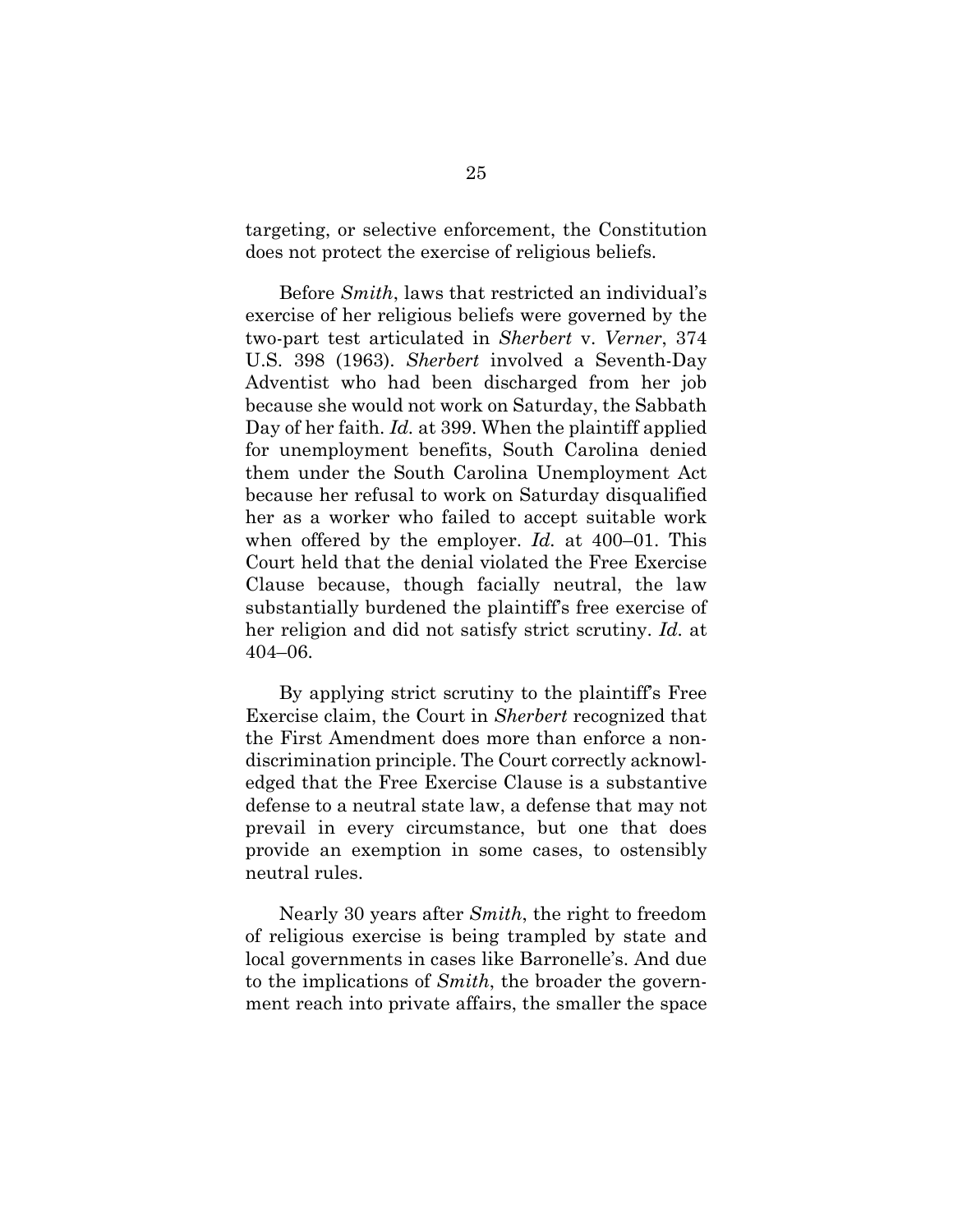targeting, or selective enforcement, the Constitution does not protect the exercise of religious beliefs.

Before *Smith*, laws that restricted an individual's exercise of her religious beliefs were governed by the two-part test articulated in *Sherbert* v. *Verner*, 374 U.S. 398 (1963). *Sherbert* involved a Seventh-Day Adventist who had been discharged from her job because she would not work on Saturday, the Sabbath Day of her faith. *Id.* at 399. When the plaintiff applied for unemployment benefits, South Carolina denied them under the South Carolina Unemployment Act because her refusal to work on Saturday disqualified her as a worker who failed to accept suitable work when offered by the employer. *Id.* at 400–01. This Court held that the denial violated the Free Exercise Clause because, though facially neutral, the law substantially burdened the plaintiff's free exercise of her religion and did not satisfy strict scrutiny. *Id.* at 404–06.

By applying strict scrutiny to the plaintiff's Free Exercise claim, the Court in *Sherbert* recognized that the First Amendment does more than enforce a non-discrimination principle. The Court correctly acknowledged that the Free Exercise Clause is a substantive defense to a neutral state law, a defense that may not prevail in every circumstance, but one that does provide an exemption in some cases, to ostensibly neutral rules.

Nearly 30 years after *Smith*, the right to freedom of religious exercise is being trampled by state and local governments in cases like Barronelle's. And due to the implications of *Smith*, the broader the government reach into private affairs, the smaller the space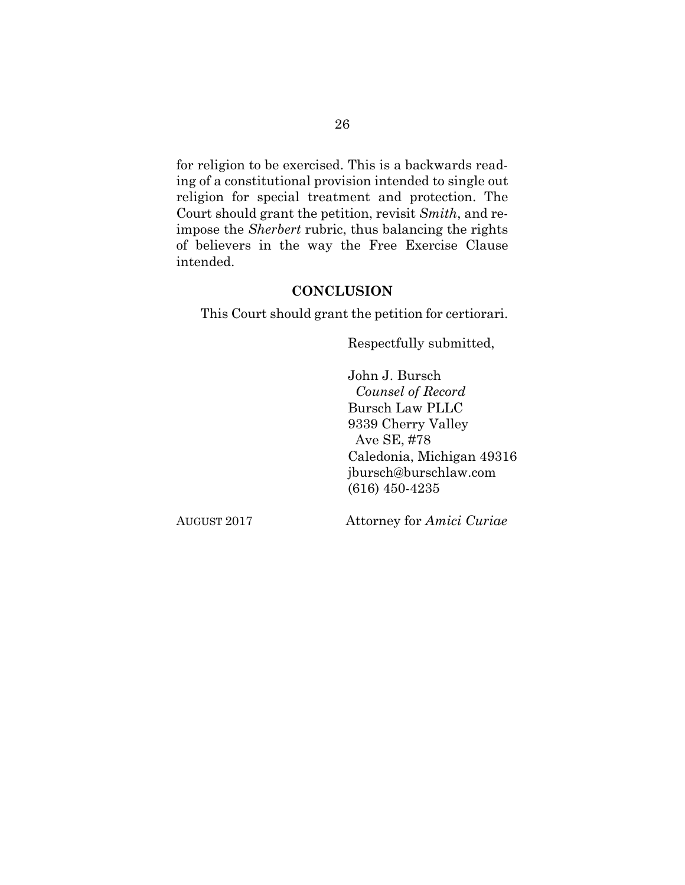for religion to be exercised. This is a backwards reading of a constitutional provision intended to single out religion for special treatment and protection. The Court should grant the petition, revisit *Smith*, and re-impose the *Sherbert* rubric, thus balancing the rights of believers in the way the Free Exercise Clause intended.

## CONCLUSION

This Court should grant the petition for certiorari.

Respectfully submitted,

John J. Bursch
*Counsel of Record*
Bursch Law PLLC
9339 Cherry Valley
Ave SE, #78
Caledonia, Michigan 49316
jbursch@burschlaw.com
(616) 450-4235

AUGUST 2017

Attorney for *Amici Curiae*